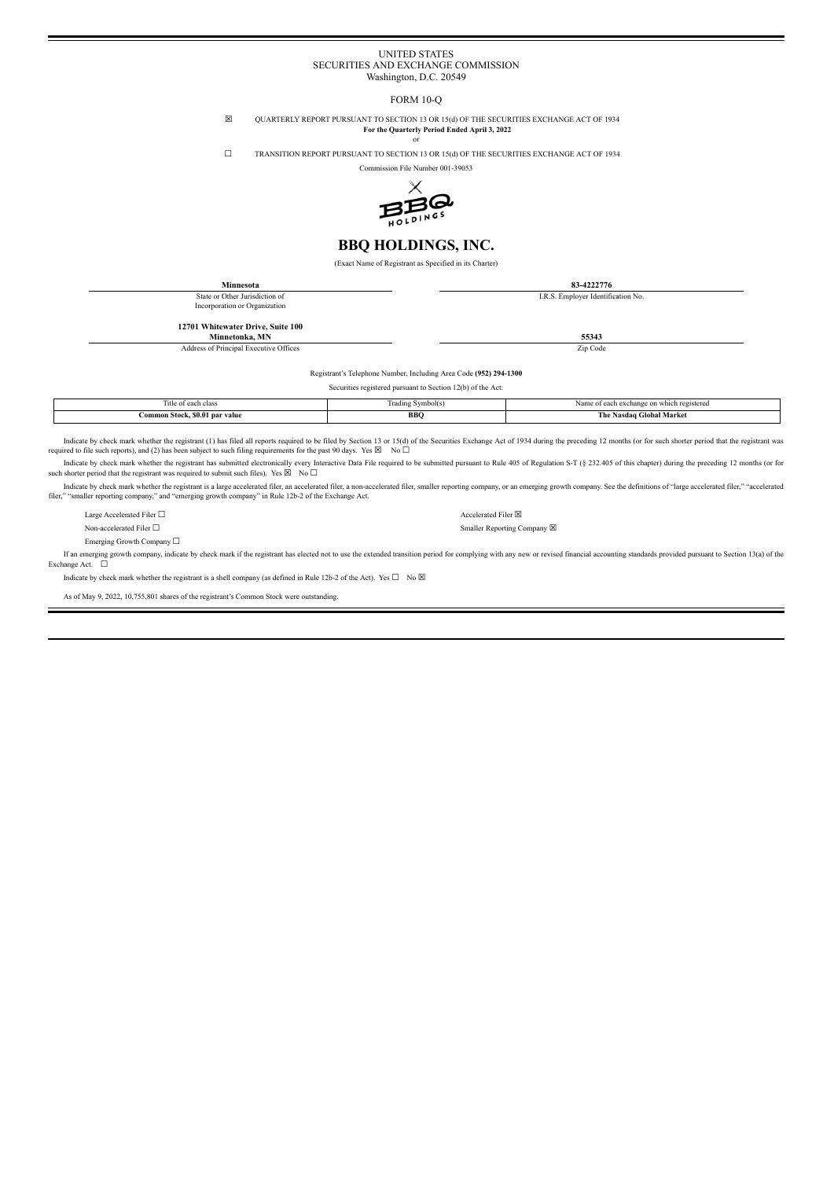UNITED STATES
SECURITIES AND EXCHANGE COMMISSION
Washington, D.C. 20549

FORM 10-Q

☒ QUARTERLY REPORT PURSUANT TO SECTION 13 OR 15(d) OF THE SECURITIES EXCHANGE ACT OF 1934
**For the Quarterly Period Ended April 3, 2022**
or

☐ TRANSITION REPORT PURSUANT TO SECTION 13 OR 15(d) OF THE SECURITIES EXCHANGE ACT OF 1934

Commission File Number 001-39053

# BBQ HOLDINGS, INC.

(Exact Name of Registrant as Specified in its Charter)

| **Minnesota** | **83-4222776** |
|---|---|
| State or Other Jurisdiction of Incorporation or Organization | I.R.S. Employer Identification No. |
| **12701 Whitewater Drive, Suite 100 Minnetonka, MN** | **55343** |
| Address of Principal Executive Offices | Zip Code |

Registrant's Telephone Number, Including Area Code **(952) 294-1300**

Securities registered pursuant to Section 12(b) of the Act:

| Title of each class | Trading Symbol(s) | Name of each exchange on which registered |
|---|---|---|
| **Common Stock, $0.01 par value** | **BBQ** | **The Nasdaq Global Market** |

Indicate by check mark whether the registrant (1) has filed all reports required to be filed by Section 13 or 15(d) of the Securities Exchange Act of 1934 during the preceding 12 months (or for such shorter period that the registrant was required to file such reports), and (2) has been subject to such filing requirements for the past 90 days. Yes ☒ No ☐

Indicate by check mark whether the registrant has submitted electronically every Interactive Data File required to be submitted pursuant to Rule 405 of Regulation S-T (§ 232.405 of this chapter) during the preceding 12 months (or for such shorter period that the registrant was required to submit such files). Yes ☒ No ☐

Indicate by check mark whether the registrant is a large accelerated filer, an accelerated filer, a non-accelerated filer, smaller reporting company, or an emerging growth company. See the definitions of "large accelerated filer," "accelerated filer," "smaller reporting company," and "emerging growth company" in Rule 12b-2 of the Exchange Act.

| | |
|---|---|
| Large Accelerated Filer ☐ | Accelerated Filer ☒ |
| Non-accelerated Filer ☐ | Smaller Reporting Company ☒ |
| Emerging Growth Company ☐ | |

If an emerging growth company, indicate by check mark if the registrant has elected not to use the extended transition period for complying with any new or revised financial accounting standards provided pursuant to Section 13(a) of the Exchange Act. ☐

Indicate by check mark whether the registrant is a shell company (as defined in Rule 12b-2 of the Act). Yes ☐ No ☒

As of May 9, 2022, 10,755,801 shares of the registrant's Common Stock were outstanding.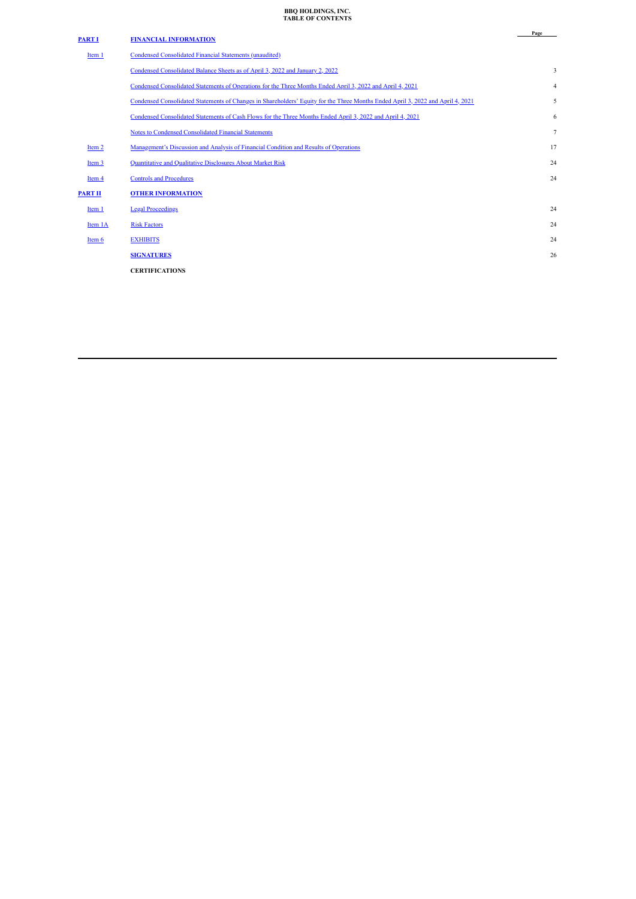**BBQ HOLDINGS, INC.**
**TABLE OF CONTENTS**

| | | Page |
|---|---|---|
| **PART I** | **FINANCIAL INFORMATION** | |
| Item 1 | Condensed Consolidated Financial Statements (unaudited) | |
| | Condensed Consolidated Balance Sheets as of April 3, 2022 and January 2, 2022 | 3 |
| | Condensed Consolidated Statements of Operations for the Three Months Ended April 3, 2022 and April 4, 2021 | 4 |
| | Condensed Consolidated Statements of Changes in Shareholders' Equity for the Three Months Ended April 3, 2022 and April 4, 2021 | 5 |
| | Condensed Consolidated Statements of Cash Flows for the Three Months Ended April 3, 2022 and April 4, 2021 | 6 |
| | Notes to Condensed Consolidated Financial Statements | 7 |
| Item 2 | Management's Discussion and Analysis of Financial Condition and Results of Operations | 17 |
| Item 3 | Quantitative and Qualitative Disclosures About Market Risk | 24 |
| Item 4 | Controls and Procedures | 24 |
| **PART II** | **OTHER INFORMATION** | |
| Item 1 | Legal Proceedings | 24 |
| Item 1A | Risk Factors | 24 |
| Item 6 | EXHIBITS | 24 |
| | **SIGNATURES** | 26 |
| | **CERTIFICATIONS** | |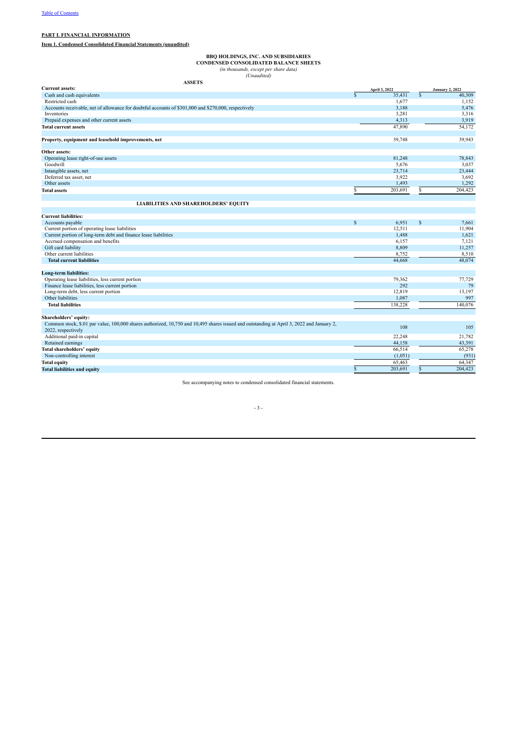[Table of Contents](#)

**PART I. FINANCIAL INFORMATION**

**Item 1. Condensed Consolidated Financial Statements (unaudited)**

**BBQ HOLDINGS, INC. AND SUBSIDIARIES**
**CONDENSED CONSOLIDATED BALANCE SHEETS**
*(in thousands, except per share data)*
*(Unaudited)*

| **ASSETS** | April 3, 2022 | January 2, 2022 |
|---|---|---|
| **Current assets:** | | |
| Cash and cash equivalents | $ 35,431 | $ 40,309 |
| Restricted cash | 1,677 | 1,152 |
| Accounts receivable, net of allowance for doubtful accounts of $301,000 and $270,000, respectively | 3,188 | 5,476 |
| Inventories | 3,281 | 3,316 |
| Prepaid expenses and other current assets | 4,313 | 3,919 |
| **Total current assets** | 47,890 | 54,172 |
| | | |
| **Property, equipment and leasehold improvements, net** | 39,748 | 39,943 |
| | | |
| **Other assets:** | | |
| Operating lease right-of-use assets | 81,248 | 78,843 |
| Goodwill | 5,676 | 3,037 |
| Intangible assets, net | 23,714 | 23,444 |
| Deferred tax asset, net | 3,922 | 3,692 |
| Other assets | 1,493 | 1,292 |
| **Total assets** | $ 203,691 | $ 204,423 |
| | | |
| **LIABILITIES AND SHAREHOLDERS' EQUITY** | | |
| | | |
| **Current liabilities:** | | |
| Accounts payable | $ 6,951 | $ 7,661 |
| Current portion of operating lease liabilities | 12,511 | 11,904 |
| Current portion of long-term debt and finance lease liabilities | 1,488 | 1,621 |
| Accrued compensation and benefits | 6,157 | 7,121 |
| Gift card liability | 8,809 | 11,257 |
| Other current liabilities | 8,752 | 8,510 |
| **Total current liabilities** | 44,668 | 48,074 |
| | | |
| **Long-term liabilities:** | | |
| Operating lease liabilities, less current portion | 79,362 | 77,729 |
| Finance lease liabilities, less current portion | 292 | 79 |
| Long-term debt, less current portion | 12,819 | 13,197 |
| Other liabilities | 1,087 | 997 |
| **Total liabilities** | 138,228 | 140,076 |
| | | |
| **Shareholders' equity:** | | |
| Common stock, $.01 par value, 100,000 shares authorized, 10,750 and 10,495 shares issued and outstanding at April 3, 2022 and January 2, 2022, respectively | 108 | 105 |
| Additional paid-in capital | 22,248 | 21,782 |
| Retained earnings | 44,158 | 43,391 |
| **Total shareholders' equity** | 66,514 | 65,278 |
| Non-controlling interest | (1,051) | (931) |
| **Total equity** | 65,463 | 64,347 |
| **Total liabilities and equity** | $ 203,691 | $ 204,423 |

See accompanying notes to condensed consolidated financial statements.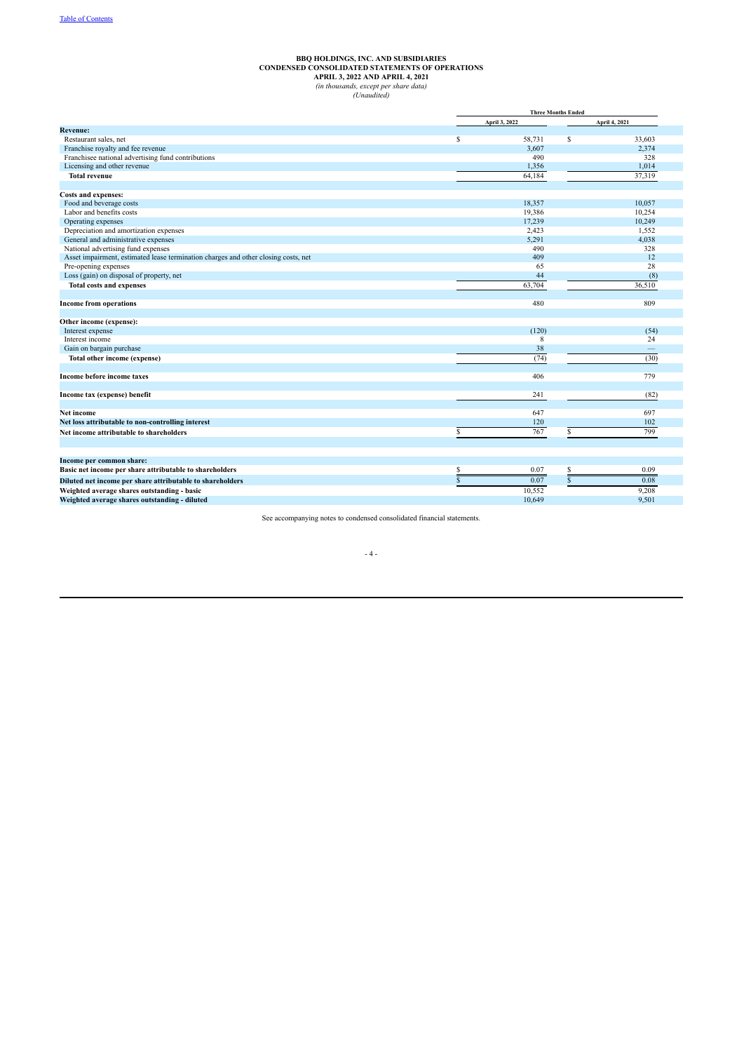# BBQ HOLDINGS, INC. AND SUBSIDIARIES
## CONDENSED CONSOLIDATED STATEMENTS OF OPERATIONS
### APRIL 3, 2022 AND APRIL 4, 2021

*(in thousands, except per share data)*
*(Unaudited)*

| | Three Months Ended | |
|---|---|---|
| | April 3, 2022 | April 4, 2021 |
| **Revenue:** | | |
| Restaurant sales, net | $ 58,731 | $ 33,603 |
| Franchise royalty and fee revenue | 3,607 | 2,374 |
| Franchisee national advertising fund contributions | 490 | 328 |
| Licensing and other revenue | 1,356 | 1,014 |
| **Total revenue** | 64,184 | 37,319 |
| | | |
| **Costs and expenses:** | | |
| Food and beverage costs | 18,357 | 10,057 |
| Labor and benefits costs | 19,386 | 10,254 |
| Operating expenses | 17,239 | 10,249 |
| Depreciation and amortization expenses | 2,423 | 1,552 |
| General and administrative expenses | 5,291 | 4,038 |
| National advertising fund expenses | 490 | 328 |
| Asset impairment, estimated lease termination charges and other closing costs, net | 409 | 12 |
| Pre-opening expenses | 65 | 28 |
| Loss (gain) on disposal of property, net | 44 | (8) |
| **Total costs and expenses** | 63,704 | 36,510 |
| | | |
| **Income from operations** | 480 | 809 |
| | | |
| **Other income (expense):** | | |
| Interest expense | (120) | (54) |
| Interest income | 8 | 24 |
| Gain on bargain purchase | 38 | — |
| **Total other income (expense)** | (74) | (30) |
| | | |
| **Income before income taxes** | 406 | 779 |
| | | |
| **Income tax (expense) benefit** | 241 | (82) |
| | | |
| **Net income** | 647 | 697 |
| **Net loss attributable to non-controlling interest** | 120 | 102 |
| **Net income attributable to shareholders** | $ 767 | $ 799 |
| | | |
| **Income per common share:** | | |
| **Basic net income per share attributable to shareholders** | $ 0.07 | $ 0.09 |
| **Diluted net income per share attributable to shareholders** | $ 0.07 | $ 0.08 |
| **Weighted average shares outstanding - basic** | 10,552 | 9,208 |
| **Weighted average shares outstanding - diluted** | 10,649 | 9,501 |

See accompanying notes to condensed consolidated financial statements.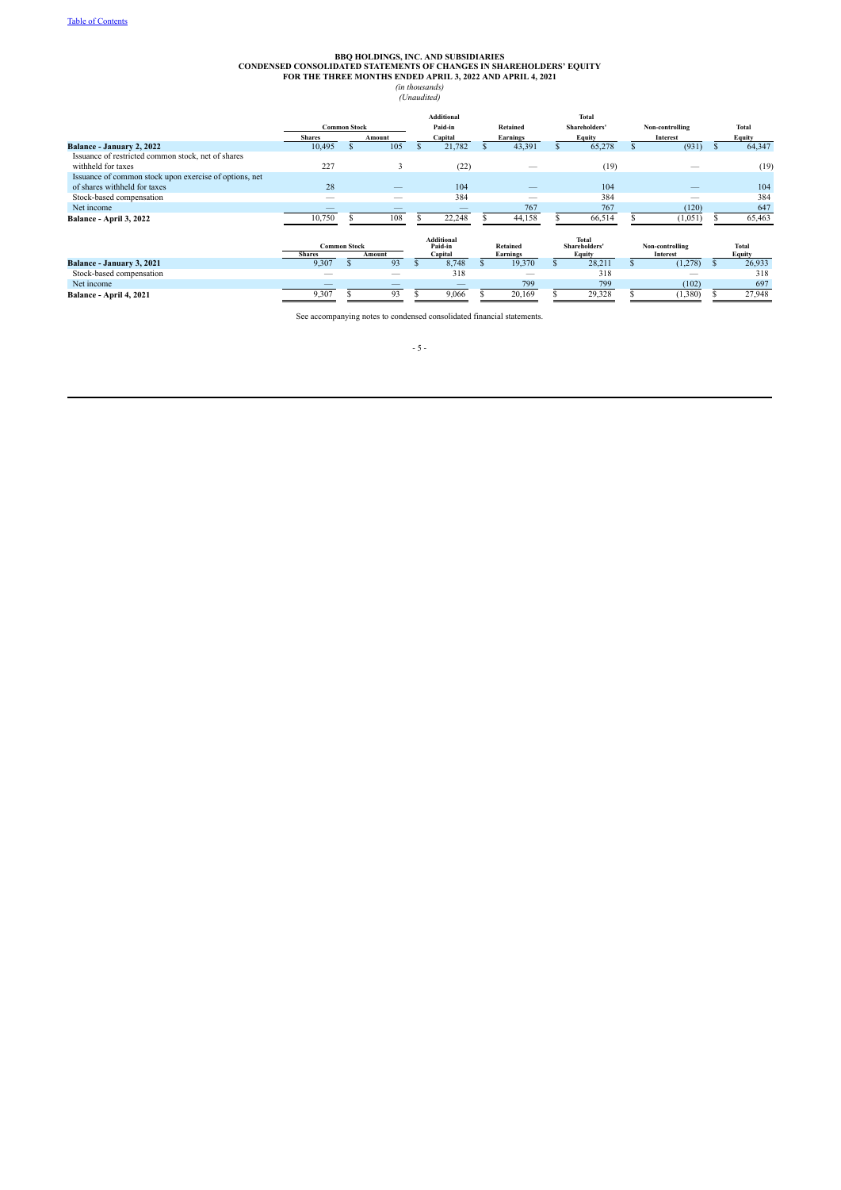# BBQ HOLDINGS, INC. AND SUBSIDIARIES
## CONDENSED CONSOLIDATED STATEMENTS OF CHANGES IN SHAREHOLDERS' EQUITY
### FOR THE THREE MONTHS ENDED APRIL 3, 2022 AND APRIL 4, 2021

*(in thousands)*
*(Unaudited)*

| | Common Stock | | Additional Paid-in | Retained | Total Shareholders' | Non-controlling | Total |
|---|---|---|---|---|---|---|---|
| | Shares | Amount | Capital | Earnings | Equity | Interest | Equity |
| **Balance - January 2, 2022** | 10,495 | $ 105 | $ 21,782 | $ 43,391 | $ 65,278 | $ (931) | $ 64,347 |
| Issuance of restricted common stock, net of shares withheld for taxes | 227 | 3 | (22) | — | (19) | — | (19) |
| Issuance of common stock upon exercise of options, net of shares withheld for taxes | 28 | — | 104 | — | 104 | — | 104 |
| Stock-based compensation | — | — | 384 | — | 384 | — | 384 |
| Net income | — | — | — | 767 | 767 | (120) | 647 |
| **Balance - April 3, 2022** | 10,750 | $ 108 | $ 22,248 | $ 44,158 | $ 66,514 | $ (1,051) | $ 65,463 |

| | Common Stock | | Additional Paid-in | Retained | Total Shareholders' | Non-controlling | Total |
|---|---|---|---|---|---|---|---|
| | Shares | Amount | Capital | Earnings | Equity | Interest | Equity |
| **Balance - January 3, 2021** | 9,307 | $ 93 | $ 8,748 | $ 19,370 | $ 28,211 | $ (1,278) | $ 26,933 |
| Stock-based compensation | — | — | 318 | — | 318 | — | 318 |
| Net income | — | — | — | 799 | 799 | (102) | 697 |
| **Balance - April 4, 2021** | 9,307 | $ 93 | $ 9,066 | $ 20,169 | $ 29,328 | $ (1,380) | $ 27,948 |

See accompanying notes to condensed consolidated financial statements.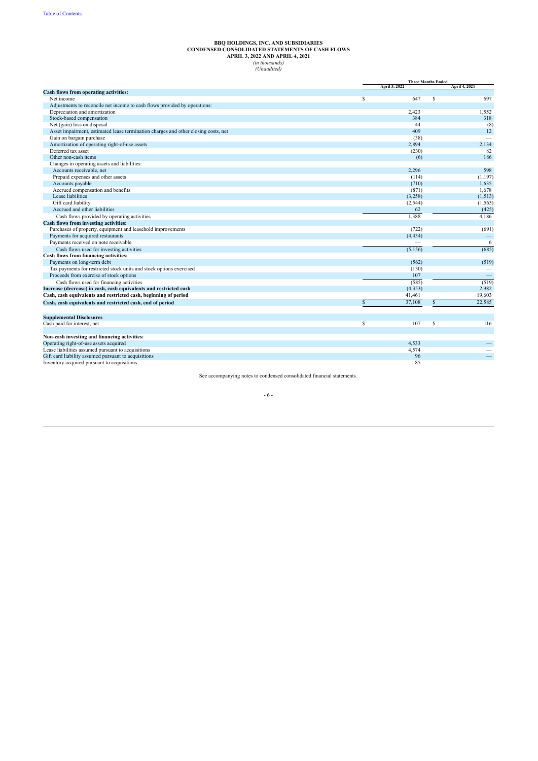Table of Contents

**BBQ HOLDINGS, INC. AND SUBSIDIARIES**
**CONDENSED CONSOLIDATED STATEMENTS OF CASH FLOWS**
**APRIL 3, 2022 AND APRIL 4, 2021**
*(in thousands)*
*(Unaudited)*

| | Three Months Ended | |
|---|---|---|
| | April 3, 2022 | April 4, 2021 |
| **Cash flows from operating activities:** | | |
| Net income | $ 647 | $ 697 |
| Adjustments to reconcile net income to cash flows provided by operations: | | |
| Depreciation and amortization | 2,423 | 1,552 |
| Stock-based compensation | 384 | 318 |
| Net (gain) loss on disposal | 44 | (8) |
| Asset impairment, estimated lease termination charges and other closing costs, net | 409 | 12 |
| Gain on bargain purchase | (38) | — |
| Amortization of operating right-of-use assets | 2,894 | 2,134 |
| Deferred tax asset | (230) | 82 |
| Other non-cash items | (6) | 186 |
| Changes in operating assets and liabilities: | | |
| Accounts receivable, net | 2,296 | 598 |
| Prepaid expenses and other assets | (114) | (1,197) |
| Accounts payable | (710) | 1,635 |
| Accrued compensation and benefits | (871) | 1,678 |
| Lease liabilities | (3,258) | (1,513) |
| Gift card liability | (2,544) | (1,563) |
| Accrued and other liabilities | 62 | (425) |
| Cash flows provided by operating activities | 1,388 | 4,186 |
| **Cash flows from investing activities:** | | |
| Purchases of property, equipment and leasehold improvements | (722) | (691) |
| Payments for acquired restaurants | (4,434) | — |
| Payments received on note receivable | — | 6 |
| Cash flows used for investing activities | (5,156) | (685) |
| **Cash flows from financing activities:** | | |
| Payments on long-term debt | (562) | (519) |
| Tax payments for restricted stock units and stock options exercised | (130) | — |
| Proceeds from exercise of stock options | 107 | — |
| Cash flows used for financing activities | (585) | (519) |
| **Increase (decrease) in cash, cash equivalents and restricted cash** | (4,353) | 2,982 |
| **Cash, cash equivalents and restricted cash, beginning of period** | 41,461 | 19,603 |
| **Cash, cash equivalents and restricted cash, end of period** | $ 37,108 | $ 22,585 |
| | | |
| **Supplemental Disclosures** | | |
| Cash paid for interest, net | $ 107 | $ 116 |
| | | |
| **Non-cash investing and financing activities:** | | |
| Operating right-of-use assets acquired | 4,533 | — |
| Lease liabilities assumed pursuant to acquisitions | 4,574 | — |
| Gift card liability assumed pursuant to acquisitions | 96 | — |
| Inventory acquired pursuant to acquisitions | 85 | — |

See accompanying notes to condensed consolidated financial statements.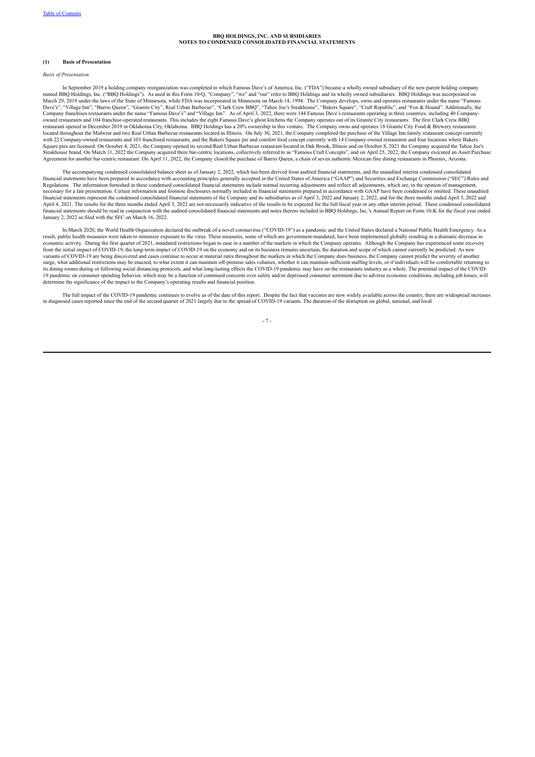**BBQ HOLDINGS, INC. AND SUBSIDIARIES**
**NOTES TO CONDENSED CONSOLIDATED FINANCIAL STATEMENTS**

**(1) Basis of Presentation**

*Basis of Presentation*

In September 2019 a holding company reorganization was completed in which Famous Dave's of America, Inc. ("FDA") became a wholly owned subsidiary of the new parent holding company named BBQ Holdings, Inc. ("BBQ Holdings"). As used in this Form 10-Q, "Company", "we" and "our" refer to BBQ Holdings and its wholly owned subsidiaries. BBQ Holdings was incorporated on March 29, 2019 under the laws of the State of Minnesota, while FDA was incorporated in Minnesota on March 14, 1994. The Company develops, owns and operates restaurants under the name "Famous Dave's", "Village Inn", "Barrio Queen", "Granite City", Real Urban Barbecue", "Clark Crew BBQ", "Tahoe Joe's Steakhouse", "Bakers Square", "Craft Republic", and "Fox & Hound". Additionally, the Company franchises restaurants under the name "Famous Dave's" and "Village Inn". As of April 3, 2022, there were 144 Famous Dave's restaurants operating in three countries, including 40 Company-owned restaurants and 104 franchise-operated restaurants. This includes the eight Famous Dave's ghost kitchens the Company operates out of its Granite City restaurants. The first Clark Crew BBQ restaurant opened in December 2019 in Oklahoma City, Oklahoma. BBQ Holdings has a 20% ownership in this venture. The Company owns and operates 18 Granite City Food & Brewery restaurants located throughout the Midwest and two Real Urban Barbecue restaurants located in Illinois. On July 30, 2021, the Company completed the purchase of the Village Inn family restaurant concept currently with 22 Company-owned restaurants and 103 franchised restaurants, and the Bakers Square pie and comfort food concept currently with 14 Company-owned restaurants and four locations where Bakers Square pies are licensed. On October 4, 2021, the Company opened its second Real Urban Barbecue restaurant located in Oak Brook, Illinois and on October 8, 2021 the Company acquired the Tahoe Joe's Steakhouse brand. On March 11, 2022 the Company acquired three bar-centric locations, collectively referred to as "Famous Craft Concepts", and on April 25, 2022, the Company executed an Asset Purchase Agreement for another bar-centric restaurant. On April 11, 2022, the Company closed the purchase of Barrio Queen, a chain of seven authentic Mexican fine dining restaurants in Phoenix, Arizona.

The accompanying condensed consolidated balance sheet as of January 2, 2022, which has been derived from audited financial statements, and the unaudited interim condensed consolidated financial statements have been prepared in accordance with accounting principles generally accepted in the United States of America ("GAAP") and Securities and Exchange Commission ("SEC") Rules and Regulations. The information furnished in these condensed consolidated financial statements include normal recurring adjustments and reflect all adjustments, which are, in the opinion of management, necessary for a fair presentation. Certain information and footnote disclosures normally included in financial statements prepared in accordance with GAAP have been condensed or omitted. These unaudited financial statements represent the condensed consolidated financial statements of the Company and its subsidiaries as of April 3, 2022 and January 2, 2022, and for the three months ended April 3, 2022 and April 4, 2021. The results for the three months ended April 3, 2022 are not necessarily indicative of the results to be expected for the full fiscal year or any other interim period. These condensed consolidated financial statements should be read in conjunction with the audited consolidated financial statements and notes thereto included in BBQ Holdings, Inc.'s Annual Report on Form 10-K for the fiscal year ended January 2, 2022 as filed with the SEC on March 16, 2022.

In March 2020, the World Health Organization declared the outbreak of a novel coronavirus ("COVID-19") as a pandemic and the United States declared a National Public Health Emergency. As a result, public health measures were taken to minimize exposure to the virus. These measures, some of which are government-mandated, have been implemented globally resulting in a dramatic decrease in economic activity. During the first quarter of 2021, mandated restrictions began to ease in a number of the markets in which the Company operates. Although the Company has experienced some recovery from the initial impact of COVID-19, the long-term impact of COVID-19 on the economy and on its business remains uncertain, the duration and scope of which cannot currently be predicted. As new variants of COVID-19 are being discovered and cases continue to occur at material rates throughout the markets in which the Company does business, the Company cannot predict the severity of another surge, what additional restrictions may be enacted, to what extent it can maintain off-premise sales volumes, whether it can maintain sufficient staffing levels, or if individuals will be comfortable returning to its dining rooms during or following social distancing protocols, and what long-lasting effects the COVID-19 pandemic may have on the restaurants industry as a whole. The potential impact of the COVID-19 pandemic on consumer spending behavior, which may be a function of continued concerns over safety and/or depressed consumer sentiment due to adverse economic conditions, including job losses, will determine the significance of the impact to the Company's operating results and financial position.

The full impact of the COVID-19 pandemic continues to evolve as of the date of this report. Despite the fact that vaccines are now widely available across the country, there are widespread increases in diagnosed cases reported since the end of the second quarter of 2021 largely due to the spread of COVID-19 variants. The duration of the disruption on global, national, and local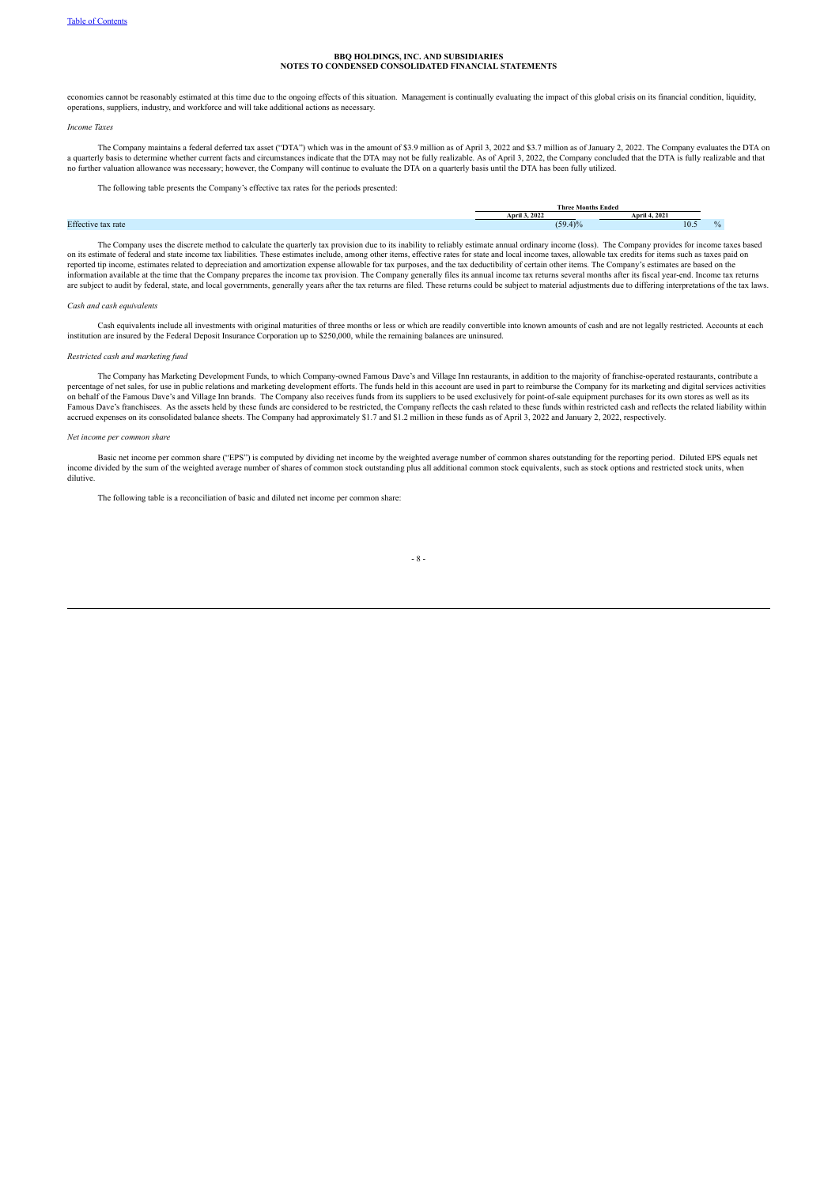economies cannot be reasonably estimated at this time due to the ongoing effects of this situation. Management is continually evaluating the impact of this global crisis on its financial condition, liquidity, operations, suppliers, industry, and workforce and will take additional actions as necessary.

*Income Taxes*

The Company maintains a federal deferred tax asset ("DTA") which was in the amount of $3.9 million as of April 3, 2022 and $3.7 million as of January 2, 2022. The Company evaluates the DTA on a quarterly basis to determine whether current facts and circumstances indicate that the DTA may not be fully realizable. As of April 3, 2022, the Company concluded that the DTA is fully realizable and that no further valuation allowance was necessary; however, the Company will continue to evaluate the DTA on a quarterly basis until the DTA has been fully utilized.

The following table presents the Company's effective tax rates for the periods presented:

| | Three Months Ended | |
|---|---|---|
| | April 3, 2022 | April 4, 2021 |
| Effective tax rate | (59.4)% | 10.5 % |

The Company uses the discrete method to calculate the quarterly tax provision due to its inability to reliably estimate annual ordinary income (loss). The Company provides for income taxes based on its estimate of federal and state income tax liabilities. These estimates include, among other items, effective rates for state and local income taxes, allowable tax credits for items such as taxes paid on reported tip income, estimates related to depreciation and amortization expense allowable for tax purposes, and the tax deductibility of certain other items. The Company's estimates are based on the information available at the time that the Company prepares the income tax provision. The Company generally files its annual income tax returns several months after its fiscal year-end. Income tax returns are subject to audit by federal, state, and local governments, generally years after the tax returns are filed. These returns could be subject to material adjustments due to differing interpretations of the tax laws.

*Cash and cash equivalents*

Cash equivalents include all investments with original maturities of three months or less or which are readily convertible into known amounts of cash and are not legally restricted. Accounts at each institution are insured by the Federal Deposit Insurance Corporation up to $250,000, while the remaining balances are uninsured.

*Restricted cash and marketing fund*

The Company has Marketing Development Funds, to which Company-owned Famous Dave's and Village Inn restaurants, in addition to the majority of franchise-operated restaurants, contribute a percentage of net sales, for use in public relations and marketing development efforts. The funds held in this account are used in part to reimburse the Company for its marketing and digital services activities on behalf of the Famous Dave's and Village Inn brands. The Company also receives funds from its suppliers to be used exclusively for point-of-sale equipment purchases for its own stores as well as its Famous Dave's franchisees. As the assets held by these funds are considered to be restricted, the Company reflects the cash related to these funds within restricted cash and reflects the related liability within accrued expenses on its consolidated balance sheets. The Company had approximately $1.7 and $1.2 million in these funds as of April 3, 2022 and January 2, 2022, respectively.

*Net income per common share*

Basic net income per common share ("EPS") is computed by dividing net income by the weighted average number of common shares outstanding for the reporting period. Diluted EPS equals net income divided by the sum of the weighted average number of shares of common stock outstanding plus all additional common stock equivalents, such as stock options and restricted stock units, when dilutive.

The following table is a reconciliation of basic and diluted net income per common share: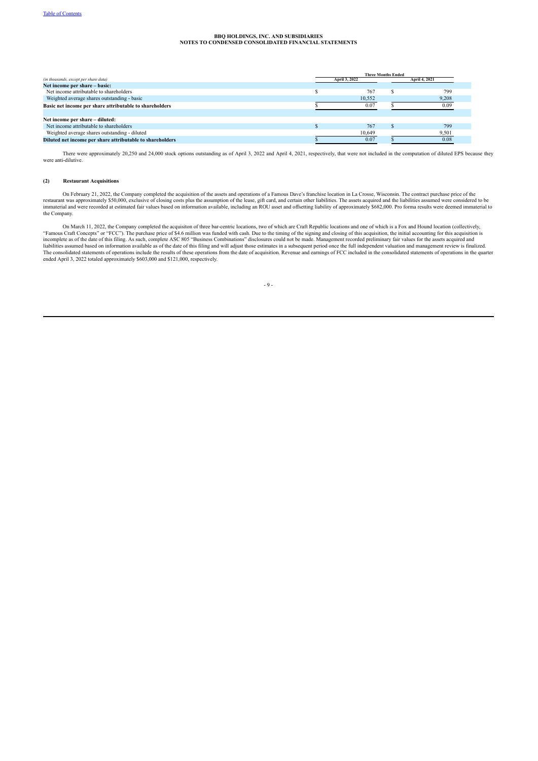**BBQ HOLDINGS, INC. AND SUBSIDIARIES**
**NOTES TO CONDENSED CONSOLIDATED FINANCIAL STATEMENTS**

| *(in thousands, except per share data)* | Three Months Ended | |
|---|---|---|
| | April 3, 2022 | April 4, 2021 |
| **Net income per share – basic:** | | |
| Net income attributable to shareholders | $ 767 | $ 799 |
| Weighted average shares outstanding - basic | 10,552 | 9,208 |
| **Basic net income per share attributable to shareholders** | $ 0.07 | $ 0.09 |
| | | |
| **Net income per share – diluted:** | | |
| Net income attributable to shareholders | $ 767 | $ 799 |
| Weighted average shares outstanding - diluted | 10,649 | 9,501 |
| **Diluted net income per share attributable to shareholders** | $ 0.07 | $ 0.08 |

There were approximately 20,250 and 24,000 stock options outstanding as of April 3, 2022 and April 4, 2021, respectively, that were not included in the computation of diluted EPS because they were anti-dilutive.

**(2) Restaurant Acquisitions**

On February 21, 2022, the Company completed the acquisition of the assets and operations of a Famous Dave's franchise location in La Crosse, Wisconsin. The contract purchase price of the restaurant was approximately $50,000, exclusive of closing costs plus the assumption of the lease, gift card, and certain other liabilities. The assets acquired and the liabilities assumed were considered to be immaterial and were recorded at estimated fair values based on information available, including an ROU asset and offsetting liability of approximately $682,000. Pro forma results were deemed immaterial to the Company.

On March 11, 2022, the Company completed the acquisiton of three bar-centric locations, two of which are Craft Republic locations and one of which is a Fox and Hound location (collectively, "Famous Craft Concepts" or "FCC"). The purchase price of $4.6 million was funded with cash. Due to the timing of the signing and closing of this acquisition, the initial accounting for this acquisition is incomplete as of the date of this filing. As such, complete ASC 805 "Business Combinations" disclosures could not be made. Management recorded preliminary fair values for the assets acquired and liabilities assumed based on information available as of the date of this filing and will adjust those estimates in a subsequent period once the full independent valuation and management review is finalized. The consolidated statements of operations include the results of these operations from the date of acquisition. Revenue and earnings of FCC included in the consolidated statements of operations in the quarter ended April 3, 2022 totaled approximately $603,000 and $121,000, respectively.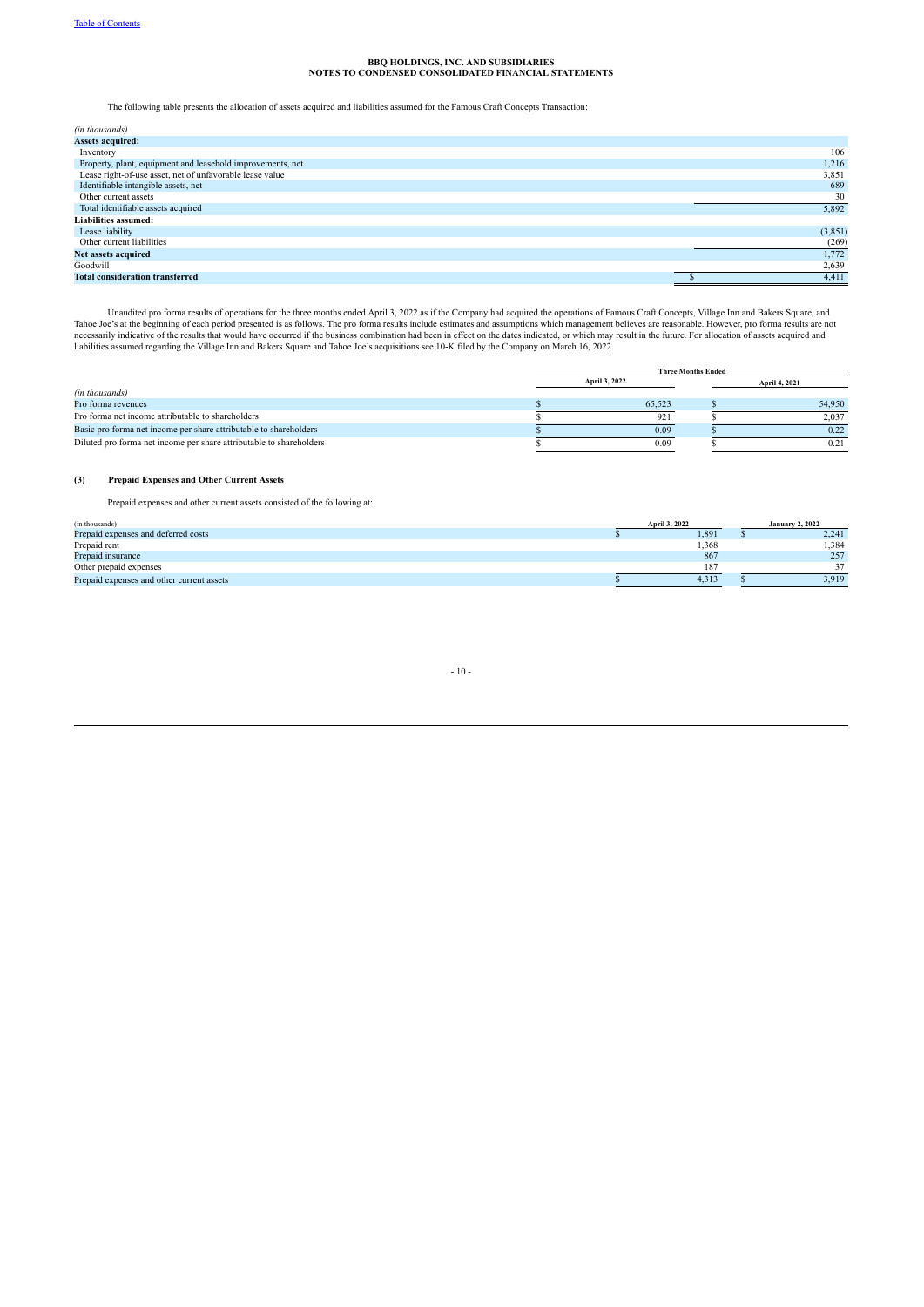Table of Contents

**BBQ HOLDINGS, INC. AND SUBSIDIARIES**
**NOTES TO CONDENSED CONSOLIDATED FINANCIAL STATEMENTS**

The following table presents the allocation of assets acquired and liabilities assumed for the Famous Craft Concepts Transaction:

| *(in thousands)* | |
|---|---|
| **Assets acquired:** | |
| Inventory | 106 |
| Property, plant, equipment and leasehold improvements, net | 1,216 |
| Lease right-of-use asset, net of unfavorable lease value | 3,851 |
| Identifiable intangible assets, net | 689 |
| Other current assets | 30 |
| Total identifiable assets acquired | 5,892 |
| **Liabilities assumed:** | |
| Lease liability | (3,851) |
| Other current liabilities | (269) |
| **Net assets acquired** | 1,772 |
| Goodwill | 2,639 |
| **Total consideration transferred** | $ 4,411 |

Unaudited pro forma results of operations for the three months ended April 3, 2022 as if the Company had acquired the operations of Famous Craft Concepts, Village Inn and Bakers Square, and Tahoe Joe's at the beginning of each period presented is as follows. The pro forma results include estimates and assumptions which management believes are reasonable. However, pro forma results are not necessarily indicative of the results that would have occurred if the business combination had been in effect on the dates indicated, or which may result in the future. For allocation of assets acquired and liabilities assumed regarding the Village Inn and Bakers Square and Tahoe Joe's acquisitions see 10-K filed by the Company on March 16, 2022.

| | Three Months Ended | |
|---|---|---|
| *(in thousands)* | April 3, 2022 | April 4, 2021 |
| Pro forma revenues | $ 65,523 | $ 54,950 |
| Pro forma net income attributable to shareholders | $ 921 | $ 2,037 |
| Basic pro forma net income per share attributable to shareholders | $ 0.09 | $ 0.22 |
| Diluted pro forma net income per share attributable to shareholders | $ 0.09 | $ 0.21 |

**(3) Prepaid Expenses and Other Current Assets**

Prepaid expenses and other current assets consisted of the following at:

| (in thousands) | April 3, 2022 | January 2, 2022 |
|---|---|---|
| Prepaid expenses and deferred costs | $ 1,891 | $ 2,241 |
| Prepaid rent | 1,368 | 1,384 |
| Prepaid insurance | 867 | 257 |
| Other prepaid expenses | 187 | 37 |
| Prepaid expenses and other current assets | $ 4,313 | $ 3,919 |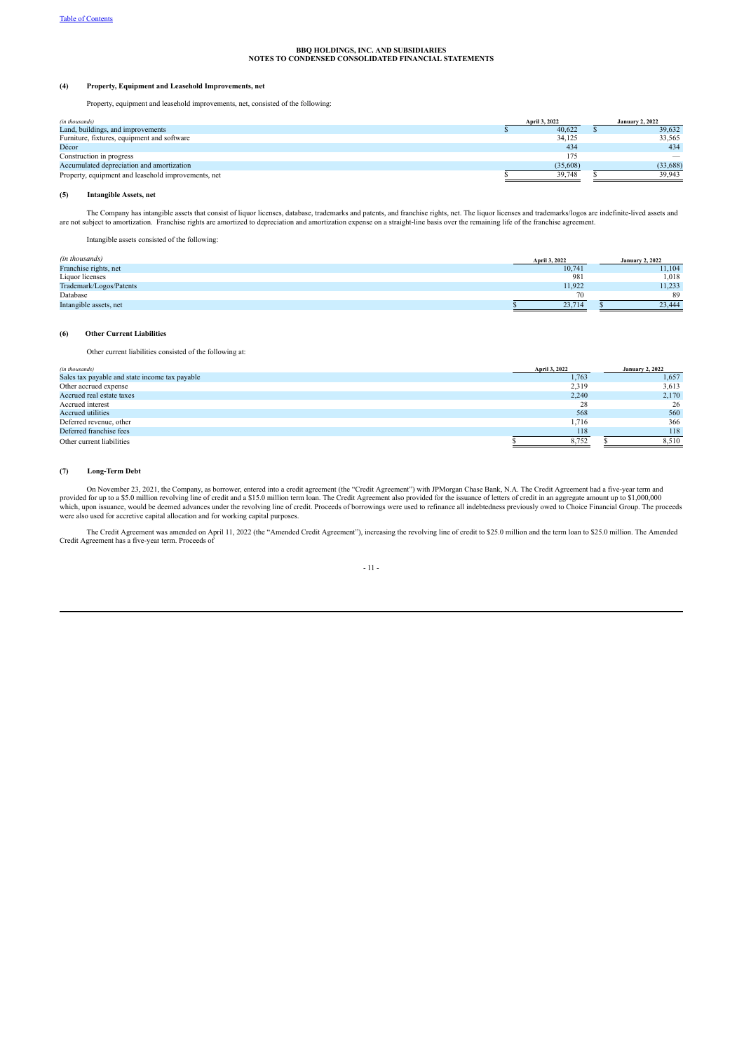**BBQ HOLDINGS, INC. AND SUBSIDIARIES**
**NOTES TO CONDENSED CONSOLIDATED FINANCIAL STATEMENTS**

**(4) Property, Equipment and Leasehold Improvements, net**

Property, equipment and leasehold improvements, net, consisted of the following:

| *(in thousands)* | April 3, 2022 | January 2, 2022 |
|---|---|---|
| Land, buildings, and improvements | $ 40,622 | $ 39,632 |
| Furniture, fixtures, equipment and software | 34,125 | 33,565 |
| Décor | 434 | 434 |
| Construction in progress | 175 | — |
| Accumulated depreciation and amortization | (35,608) | (33,688) |
| Property, equipment and leasehold improvements, net | $ 39,748 | $ 39,943 |

**(5) Intangible Assets, net**

The Company has intangible assets that consist of liquor licenses, database, trademarks and patents, and franchise rights, net. The liquor licenses and trademarks/logos are indefinite-lived assets and are not subject to amortization. Franchise rights are amortized to depreciation and amortization expense on a straight-line basis over the remaining life of the franchise agreement.

Intangible assets consisted of the following:

| *(in thousands)* | April 3, 2022 | January 2, 2022 |
|---|---|---|
| Franchise rights, net | 10,741 | 11,104 |
| Liquor licenses | 981 | 1,018 |
| Trademark/Logos/Patents | 11,922 | 11,233 |
| Database | 70 | 89 |
| Intangible assets, net | $ 23,714 | $ 23,444 |

**(6) Other Current Liabilities**

Other current liabilities consisted of the following at:

| *(in thousands)* | April 3, 2022 | January 2, 2022 |
|---|---|---|
| Sales tax payable and state income tax payable | 1,763 | 1,657 |
| Other accrued expense | 2,319 | 3,613 |
| Accrued real estate taxes | 2,240 | 2,170 |
| Accrued interest | 28 | 26 |
| Accrued utilities | 568 | 560 |
| Deferred revenue, other | 1,716 | 366 |
| Deferred franchise fees | 118 | 118 |
| Other current liabilities | $ 8,752 | $ 8,510 |

**(7) Long-Term Debt**

On November 23, 2021, the Company, as borrower, entered into a credit agreement (the "Credit Agreement") with JPMorgan Chase Bank, N.A. The Credit Agreement had a five-year term and provided for up to a $5.0 million revolving line of credit and a $15.0 million term loan. The Credit Agreement also provided for the issuance of letters of credit in an aggregate amount up to $1,000,000 which, upon issuance, would be deemed advances under the revolving line of credit. Proceeds of borrowings were used to refinance all indebtedness previously owed to Choice Financial Group. The proceeds were also used for accretive capital allocation and for working capital purposes.

The Credit Agreement was amended on April 11, 2022 (the "Amended Credit Agreement"), increasing the revolving line of credit to $25.0 million and the term loan to $25.0 million. The Amended Credit Agreement has a five-year term. Proceeds of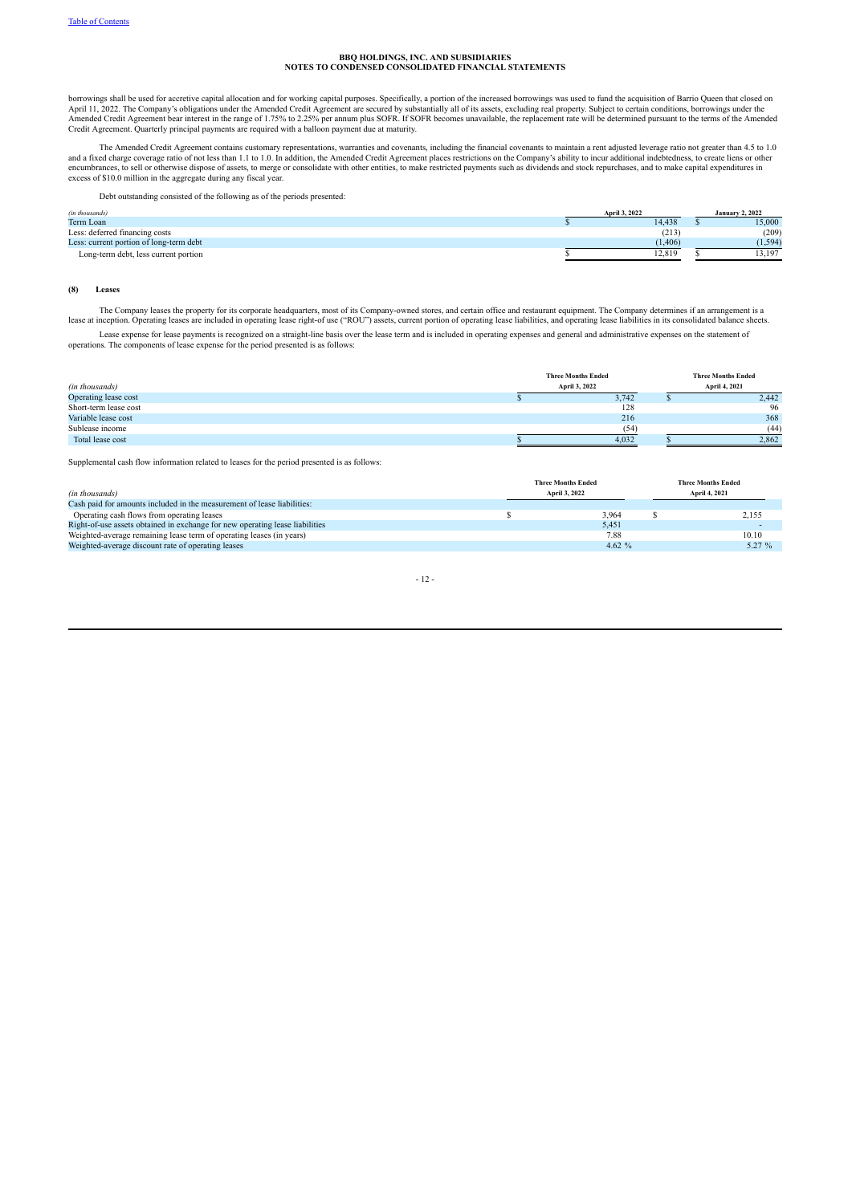borrowings shall be used for accretive capital allocation and for working capital purposes. Specifically, a portion of the increased borrowings was used to fund the acquisition of Barrio Queen that closed on April 11, 2022. The Company's obligations under the Amended Credit Agreement are secured by substantially all of its assets, excluding real property. Subject to certain conditions, borrowings under the Amended Credit Agreement bear interest in the range of 1.75% to 2.25% per annum plus SOFR. If SOFR becomes unavailable, the replacement rate will be determined pursuant to the terms of the Amended Credit Agreement. Quarterly principal payments are required with a balloon payment due at maturity.

The Amended Credit Agreement contains customary representations, warranties and covenants, including the financial covenants to maintain a rent adjusted leverage ratio not greater than 4.5 to 1.0 and a fixed charge coverage ratio of not less than 1.1 to 1.0. In addition, the Amended Credit Agreement places restrictions on the Company's ability to incur additional indebtedness, to create liens or other encumbrances, to sell or otherwise dispose of assets, to merge or consolidate with other entities, to make restricted payments such as dividends and stock repurchases, and to make capital expenditures in excess of $10.0 million in the aggregate during any fiscal year.

Debt outstanding consisted of the following as of the periods presented:

| *(in thousands)* | April 3, 2022 | January 2, 2022 |
|---|---|---|
| Term Loan | $ 14,438 | $ 15,000 |
| Less: deferred financing costs | (213) | (209) |
| Less: current portion of long-term debt | (1,406) | (1,594) |
| Long-term debt, less current portion | $ 12,819 | $ 13,197 |

## (8) Leases

The Company leases the property for its corporate headquarters, most of its Company-owned stores, and certain office and restaurant equipment. The Company determines if an arrangement is a lease at inception. Operating leases are included in operating lease right-of use ("ROU") assets, current portion of operating lease liabilities, and operating lease liabilities in its consolidated balance sheets.

Lease expense for lease payments is recognized on a straight-line basis over the lease term and is included in operating expenses and general and administrative expenses on the statement of operations. The components of lease expense for the period presented is as follows:

| *(in thousands)* | Three Months Ended April 3, 2022 | Three Months Ended April 4, 2021 |
|---|---|---|
| Operating lease cost | $ 3,742 | $ 2,442 |
| Short-term lease cost | 128 | 96 |
| Variable lease cost | 216 | 368 |
| Sublease income | (54) | (44) |
| Total lease cost | $ 4,032 | $ 2,862 |

Supplemental cash flow information related to leases for the period presented is as follows:

| *(in thousands)* | Three Months Ended April 3, 2022 | Three Months Ended April 4, 2021 |
|---|---|---|
| Cash paid for amounts included in the measurement of lease liabilities: | | |
| Operating cash flows from operating leases | $ 3,964 | $ 2,155 |
| Right-of-use assets obtained in exchange for new operating lease liabilities | 5,451 | - |
| Weighted-average remaining lease term of operating leases (in years) | 7.88 | 10.10 |
| Weighted-average discount rate of operating leases | 4.62 % | 5.27 % |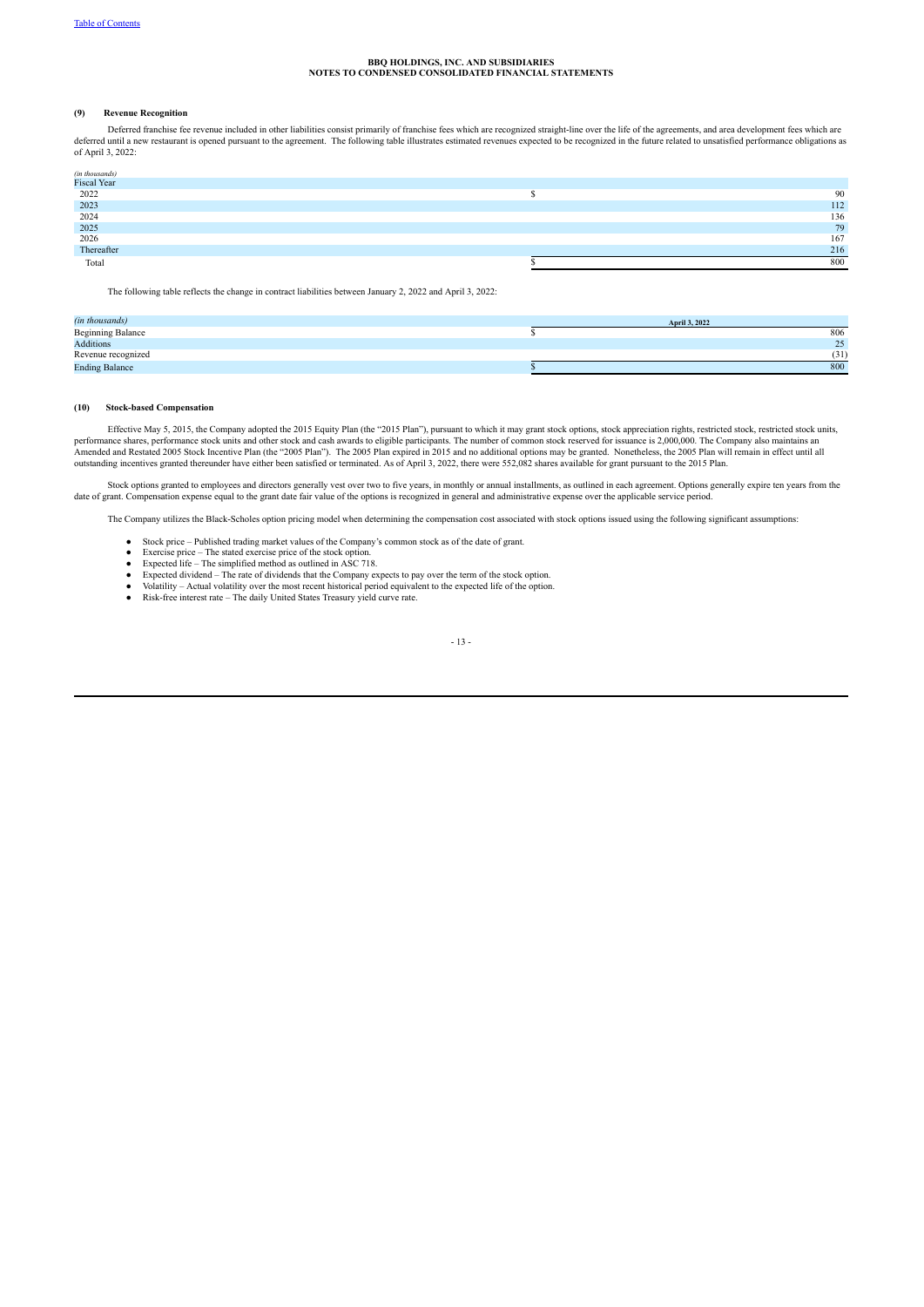**BBQ HOLDINGS, INC. AND SUBSIDIARIES**
**NOTES TO CONDENSED CONSOLIDATED FINANCIAL STATEMENTS**

**(9) Revenue Recognition**

Deferred franchise fee revenue included in other liabilities consist primarily of franchise fees which are recognized straight-line over the life of the agreements, and area development fees which are deferred until a new restaurant is opened pursuant to the agreement. The following table illustrates estimated revenues expected to be recognized in the future related to unsatisfied performance obligations as of April 3, 2022:

| *(in thousands)* | |
|---|---|
| Fiscal Year | |
| 2022 | $ 90 |
| 2023 | 112 |
| 2024 | 136 |
| 2025 | 79 |
| 2026 | 167 |
| Thereafter | 216 |
| Total | $ 800 |

The following table reflects the change in contract liabilities between January 2, 2022 and April 3, 2022:

| *(in thousands)* | April 3, 2022 |
|---|---|
| Beginning Balance | $ 806 |
| Additions | 25 |
| Revenue recognized | (31) |
| Ending Balance | $ 800 |

**(10) Stock-based Compensation**

Effective May 5, 2015, the Company adopted the 2015 Equity Plan (the "2015 Plan"), pursuant to which it may grant stock options, stock appreciation rights, restricted stock, restricted stock units, performance shares, performance stock units and other stock and cash awards to eligible participants. The number of common stock reserved for issuance is 2,000,000. The Company also maintains an Amended and Restated 2005 Stock Incentive Plan (the "2005 Plan"). The 2005 Plan expired in 2015 and no additional options may be granted. Nonetheless, the 2005 Plan will remain in effect until all outstanding incentives granted thereunder have either been satisfied or terminated. As of April 3, 2022, there were 552,082 shares available for grant pursuant to the 2015 Plan.

Stock options granted to employees and directors generally vest over two to five years, in monthly or annual installments, as outlined in each agreement. Options generally expire ten years from the date of grant. Compensation expense equal to the grant date fair value of the options is recognized in general and administrative expense over the applicable service period.

The Company utilizes the Black-Scholes option pricing model when determining the compensation cost associated with stock options issued using the following significant assumptions:

- Stock price – Published trading market values of the Company's common stock as of the date of grant.
- Exercise price – The stated exercise price of the stock option.
- Expected life – The simplified method as outlined in ASC 718.
- Expected dividend – The rate of dividends that the Company expects to pay over the term of the stock option.
- Volatility – Actual volatility over the most recent historical period equivalent to the expected life of the option.
- Risk-free interest rate – The daily United States Treasury yield curve rate.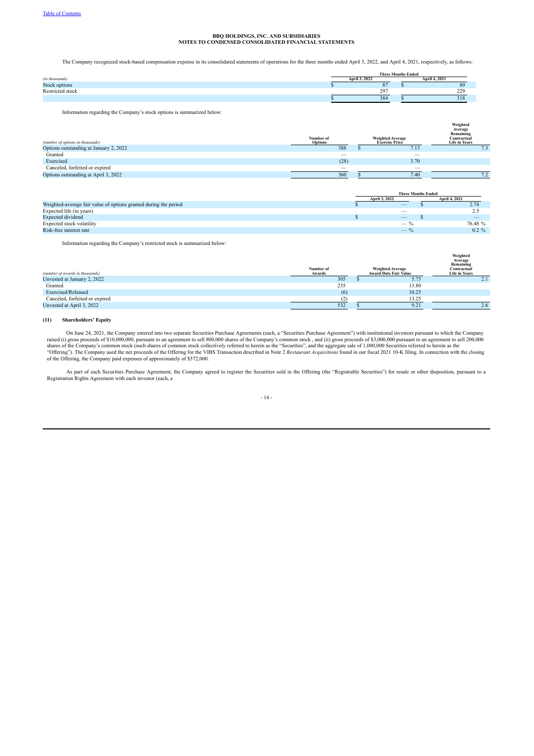**BBQ HOLDINGS, INC. AND SUBSIDIARIES**
**NOTES TO CONDENSED CONSOLIDATED FINANCIAL STATEMENTS**

The Company recognized stock-based compensation expense in its consolidated statements of operations for the three months ended April 3, 2022, and April 4, 2021, respectively, as follows:

| *(in thousands)* | Three Months Ended April 3, 2022 | Three Months Ended April 4, 2021 |
|---|---|---|
| Stock options | $ 87 | $ 89 |
| Restricted stock | 297 | 229 |
| | $ 384 | $ 318 |

Information regarding the Company's stock options is summarized below:

| *(number of options in thousands)* | Number of Options | Weighted Average Exercise Price | Weighted Average Remaining Contractual Life in Years |
|---|---|---|---|
| Options outstanding at January 2, 2022 | 388 | $ 7.13 | 7.3 |
| Granted | — | — | |
| Exercised | (28) | 3.70 | |
| Canceled, forfeited or expired | — | — | |
| Options outstanding at April 3, 2022 | 360 | $ 7.40 | 7.2 |

| | Three Months Ended April 3, 2022 | Three Months Ended April 4, 2021 |
|---|---|---|
| Weighted-average fair value of options granted during the period | $ — | $ 2.74 |
| Expected life (in years) | — | 2.5 |
| Expected dividend | $ — | $ — |
| Expected stock volatility | — % | 76.48 % |
| Risk-free interest rate | — % | 0.2 % |

Information regarding the Company's restricted stock is summarized below:

| *(number of awards in thousands)* | Number of Awards | Weighted Average Award Date Fair Value | Weighted Average Remaining Contractual Life in Years |
|---|---|---|---|
| Unvested at January 2, 2022 | 305 | $ 5.75 | 2.1 |
| Granted | 235 | 13.80 | |
| Exercised/Released | (6) | 10.25 | |
| Canceled, forfeited or expired | (2) | 13.25 | |
| Unvested at April 3, 2022 | 532 | $ 9.21 | 2.6 |

**(11) Shareholders' Equity**

On June 24, 2021, the Company entered into two separate Securities Purchase Agreements (each, a "Securities Purchase Agreement") with institutional investors pursuant to which the Company raised (i) gross proceeds of $10,000,000, pursuant to an agreement to sell 800,000 shares of the Company's common stock , and (ii) gross proceeds of $3,000,000 pursuant to an agreement to sell 200,000 shares of the Company's common stock (such shares of common stock collectively referred to herein as the "Securities", and the aggregate sale of 1,000,000 Securities referred to herein as the "Offering"). The Company used the net proceeds of the Offering for the VIBS Transaction described in Note 2 *Restaurant Acquisitions* found in our fiscal 2021 10-K filing. In connection with the closing of the Offering, the Company paid expenses of approximately of $572,000.

As part of each Securities Purchase Agreement, the Company agreed to register the Securities sold in the Offering (the "Registrable Securities") for resale or other disposition, pursuant to a Registration Rights Agreement with each investor (each, a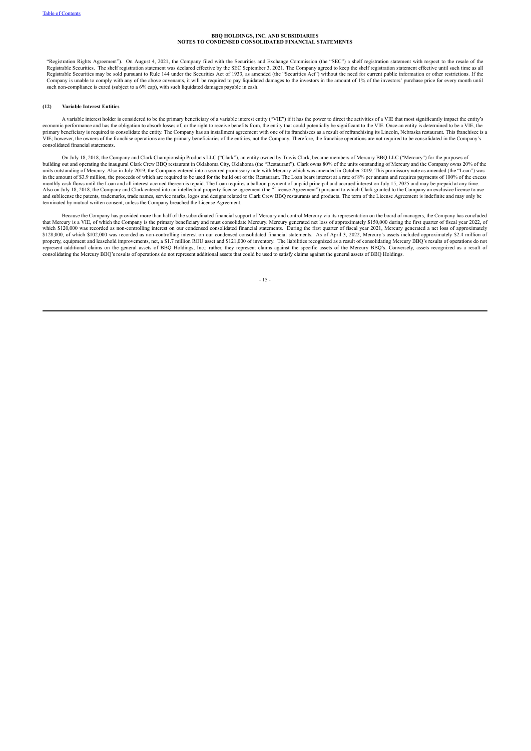"Registration Rights Agreement"). On August 4, 2021, the Company filed with the Securities and Exchange Commission (the "SEC") a shelf registration statement with respect to the resale of the Registrable Securities. The shelf registration statement was declared effective by the SEC September 3, 2021. The Company agreed to keep the shelf registration statement effective until such time as all Registrable Securities may be sold pursuant to Rule 144 under the Securities Act of 1933, as amended (the "Securities Act") without the need for current public information or other restrictions. If the Company is unable to comply with any of the above covenants, it will be required to pay liquidated damages to the investors in the amount of 1% of the investors' purchase price for every month until such non-compliance is cured (subject to a 6% cap), with such liquidated damages payable in cash.

## (12) Variable Interest Entities

A variable interest holder is considered to be the primary beneficiary of a variable interest entity ("VIE") if it has the power to direct the activities of a VIE that most significantly impact the entity's economic performance and has the obligation to absorb losses of, or the right to receive benefits from, the entity that could potentially be significant to the VIE. Once an entity is determined to be a VIE, the primary beneficiary is required to consolidate the entity. The Company has an installment agreement with one of its franchisees as a result of refranchising its Lincoln, Nebraska restaurant. This franchisee is a VIE; however, the owners of the franchise operations are the primary beneficiaries of the entities, not the Company. Therefore, the franchise operations are not required to be consolidated in the Company's consolidated financial statements.

On July 18, 2018, the Company and Clark Championship Products LLC ("Clark"), an entity owned by Travis Clark, became members of Mercury BBQ LLC ("Mercury") for the purposes of building out and operating the inaugural Clark Crew BBQ restaurant in Oklahoma City, Oklahoma (the "Restaurant"). Clark owns 80% of the units outstanding of Mercury and the Company owns 20% of the units outstanding of Mercury. Also in July 2019, the Company entered into a secured promissory note with Mercury which was amended in October 2019. This promissory note as amended (the "Loan") was in the amount of \$3.9 million, the proceeds of which are required to be used for the build out of the Restaurant. The Loan bears interest at a rate of 8% per annum and requires payments of 100% of the excess monthly cash flows until the Loan and all interest accrued thereon is repaid. The Loan requires a balloon payment of unpaid principal and accrued interest on July 15, 2025 and may be prepaid at any time. Also on July 18, 2018, the Company and Clark entered into an intellectual property license agreement (the "License Agreement") pursuant to which Clark granted to the Company an exclusive license to use and sublicense the patents, trademarks, trade names, service marks, logos and designs related to Clark Crew BBQ restaurants and products. The term of the License Agreement is indefinite and may only be terminated by mutual written consent, unless the Company breached the License Agreement.

Because the Company has provided more than half of the subordinated financial support of Mercury and control Mercury via its representation on the board of managers, the Company has concluded that Mercury is a VIE, of which the Company is the primary beneficiary and must consolidate Mercury. Mercury generated net loss of approximately \$150,000 during the first quarter of fiscal year 2022, of which \$120,000 was recorded as non-controlling interest on our condensed consolidated financial statements. During the first quarter of fiscal year 2021, Mercury generated a net loss of approximately \$128,000, of which \$102,000 was recorded as non-controlling interest on our condensed consolidated financial statements. As of April 3, 2022, Mercury's assets included approximately \$2.4 million of property, equipment and leasehold improvements, net, a \$1.7 million ROU asset and \$121,000 of inventory. The liabilities recognized as a result of consolidating Mercury BBQ's results of operations do not represent additional claims on the general assets of BBQ Holdings, Inc.; rather, they represent claims against the specific assets of the Mercury BBQ's. Conversely, assets recognized as a result of consolidating the Mercury BBQ's results of operations do not represent additional assets that could be used to satisfy claims against the general assets of BBQ Holdings.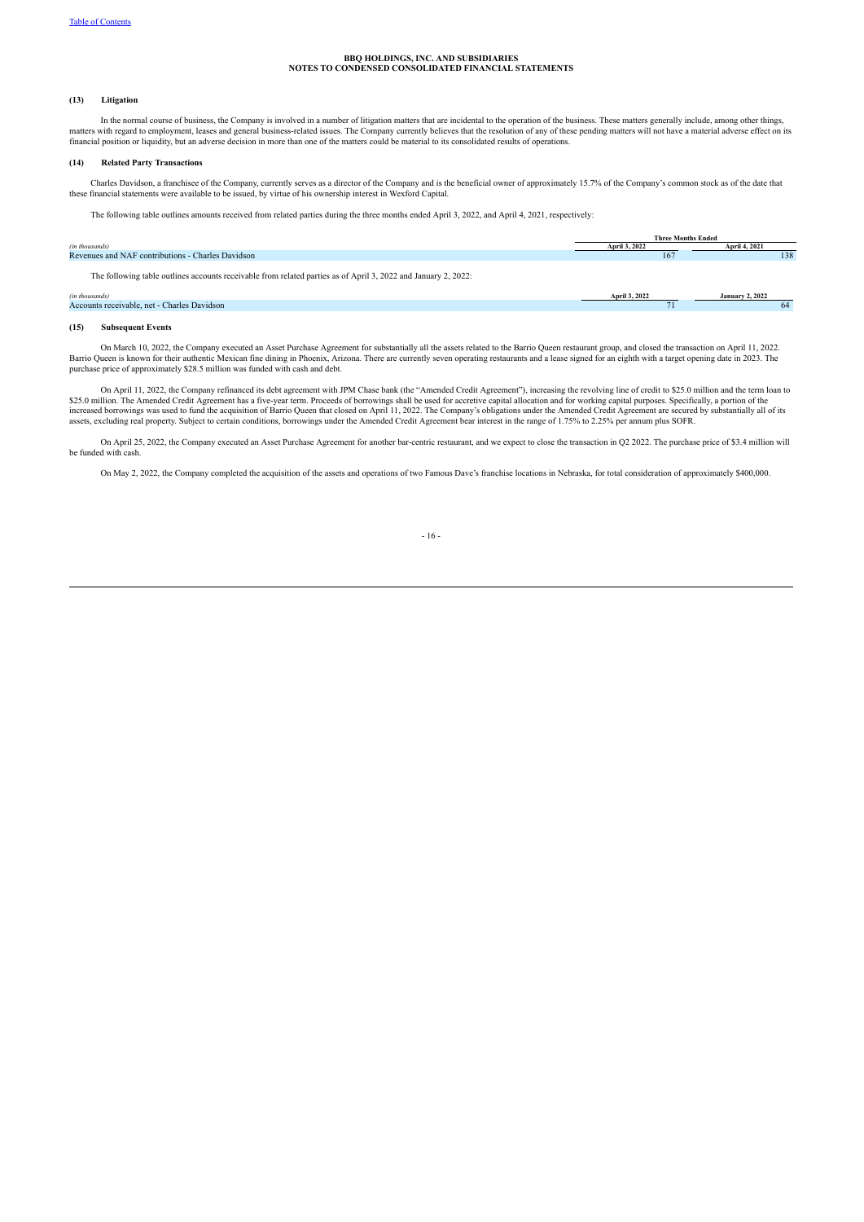**BBQ HOLDINGS, INC. AND SUBSIDIARIES**
**NOTES TO CONDENSED CONSOLIDATED FINANCIAL STATEMENTS**

**(13) Litigation**

In the normal course of business, the Company is involved in a number of litigation matters that are incidental to the operation of the business. These matters generally include, among other things, matters with regard to employment, leases and general business-related issues. The Company currently believes that the resolution of any of these pending matters will not have a material adverse effect on its financial position or liquidity, but an adverse decision in more than one of the matters could be material to its consolidated results of operations.

**(14) Related Party Transactions**

Charles Davidson, a franchisee of the Company, currently serves as a director of the Company and is the beneficial owner of approximately 15.7% of the Company's common stock as of the date that these financial statements were available to be issued, by virtue of his ownership interest in Wexford Capital.

The following table outlines amounts received from related parties during the three months ended April 3, 2022, and April 4, 2021, respectively:

| | Three Months Ended | |
|---|---|---|
| *(in thousands)* | April 3, 2022 | April 4, 2021 |
| Revenues and NAF contributions - Charles Davidson | 167 | 138 |

The following table outlines accounts receivable from related parties as of April 3, 2022 and January 2, 2022:

| *(in thousands)* | April 3, 2022 | January 2, 2022 |
|---|---|---|
| Accounts receivable, net - Charles Davidson | 71 | 64 |

**(15) Subsequent Events**

On March 10, 2022, the Company executed an Asset Purchase Agreement for substantially all the assets related to the Barrio Queen restaurant group, and closed the transaction on April 11, 2022. Barrio Queen is known for their authentic Mexican fine dining in Phoenix, Arizona. There are currently seven operating restaurants and a lease signed for an eighth with a target opening date in 2023. The purchase price of approximately $28.5 million was funded with cash and debt.

On April 11, 2022, the Company refinanced its debt agreement with JPM Chase bank (the "Amended Credit Agreement"), increasing the revolving line of credit to $25.0 million and the term loan to $25.0 million. The Amended Credit Agreement has a five-year term. Proceeds of borrowings shall be used for accretive capital allocation and for working capital purposes. Specifically, a portion of the increased borrowings was used to fund the acquisition of Barrio Queen that closed on April 11, 2022. The Company's obligations under the Amended Credit Agreement are secured by substantially all of its assets, excluding real property. Subject to certain conditions, borrowings under the Amended Credit Agreement bear interest in the range of 1.75% to 2.25% per annum plus SOFR.

On April 25, 2022, the Company executed an Asset Purchase Agreement for another bar-centric restaurant, and we expect to close the transaction in Q2 2022. The purchase price of $3.4 million will be funded with cash.

On May 2, 2022, the Company completed the acquisition of the assets and operations of two Famous Dave's franchise locations in Nebraska, for total consideration of approximately $400,000.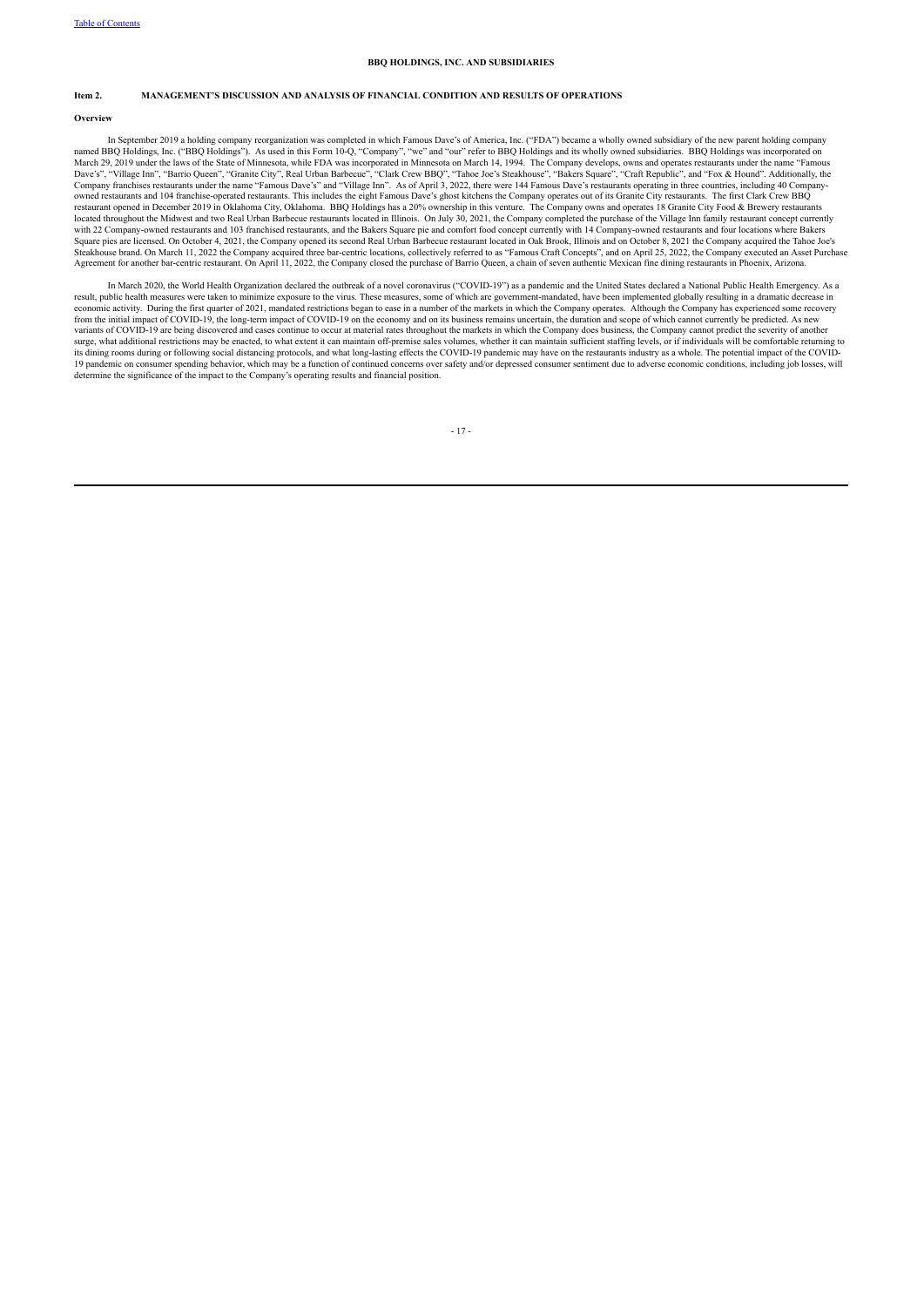**BBQ HOLDINGS, INC. AND SUBSIDIARIES**

## Item 2. MANAGEMENT'S DISCUSSION AND ANALYSIS OF FINANCIAL CONDITION AND RESULTS OF OPERATIONS

**Overview**

In September 2019 a holding company reorganization was completed in which Famous Dave's of America, Inc. ("FDA") became a wholly owned subsidiary of the new parent holding company named BBQ Holdings, Inc. ("BBQ Holdings"). As used in this Form 10-Q, "Company", "we" and "our" refer to BBQ Holdings and its wholly owned subsidiaries. BBQ Holdings was incorporated on March 29, 2019 under the laws of the State of Minnesota, while FDA was incorporated in Minnesota on March 14, 1994. The Company develops, owns and operates restaurants under the name "Famous Dave's", "Village Inn", "Barrio Queen", "Granite City", Real Urban Barbecue", "Clark Crew BBQ", "Tahoe Joe's Steakhouse", "Bakers Square", "Craft Republic", and "Fox & Hound". Additionally, the Company franchises restaurants under the name "Famous Dave's" and "Village Inn". As of April 3, 2022, there were 144 Famous Dave's restaurants operating in three countries, including 40 Company-owned restaurants and 104 franchise-operated restaurants. This includes the eight Famous Dave's ghost kitchens the Company operates out of its Granite City restaurants. The first Clark Crew BBQ restaurant opened in December 2019 in Oklahoma City, Oklahoma. BBQ Holdings has a 20% ownership in this venture. The Company owns and operates 18 Granite City Food & Brewery restaurants located throughout the Midwest and two Real Urban Barbecue restaurants located in Illinois. On July 30, 2021, the Company completed the purchase of the Village Inn family restaurant concept currently with 22 Company-owned restaurants and 103 franchised restaurants, and the Bakers Square pie and comfort food concept currently with 14 Company-owned restaurants and four locations where Bakers Square pies are licensed. On October 4, 2021, the Company opened its second Real Urban Barbecue restaurant located in Oak Brook, Illinois and on October 8, 2021 the Company acquired the Tahoe Joe's Steakhouse brand. On March 11, 2022 the Company acquired three bar-centric locations, collectively referred to as "Famous Craft Concepts", and on April 25, 2022, the Company executed an Asset Purchase Agreement for another bar-centric restaurant. On April 11, 2022, the Company closed the purchase of Barrio Queen, a chain of seven authentic Mexican fine dining restaurants in Phoenix, Arizona.

In March 2020, the World Health Organization declared the outbreak of a novel coronavirus ("COVID-19") as a pandemic and the United States declared a National Public Health Emergency. As a result, public health measures were taken to minimize exposure to the virus. These measures, some of which are government-mandated, have been implemented globally resulting in a dramatic decrease in economic activity. During the first quarter of 2021, mandated restrictions began to ease in a number of the markets in which the Company operates. Although the Company has experienced some recovery from the initial impact of COVID-19, the long-term impact of COVID-19 on the economy and on its business remains uncertain, the duration and scope of which cannot currently be predicted. As new variants of COVID-19 are being discovered and cases continue to occur at material rates throughout the markets in which the Company does business, the Company cannot predict the severity of another surge, what additional restrictions may be enacted, to what extent it can maintain off-premise sales volumes, whether it can maintain sufficient staffing levels, or if individuals will be comfortable returning to its dining rooms during or following social distancing protocols, and what long-lasting effects the COVID-19 pandemic may have on the restaurants industry as a whole. The potential impact of the COVID-19 pandemic on consumer spending behavior, which may be a function of continued concerns over safety and/or depressed consumer sentiment due to adverse economic conditions, including job losses, will determine the significance of the impact to the Company's operating results and financial position.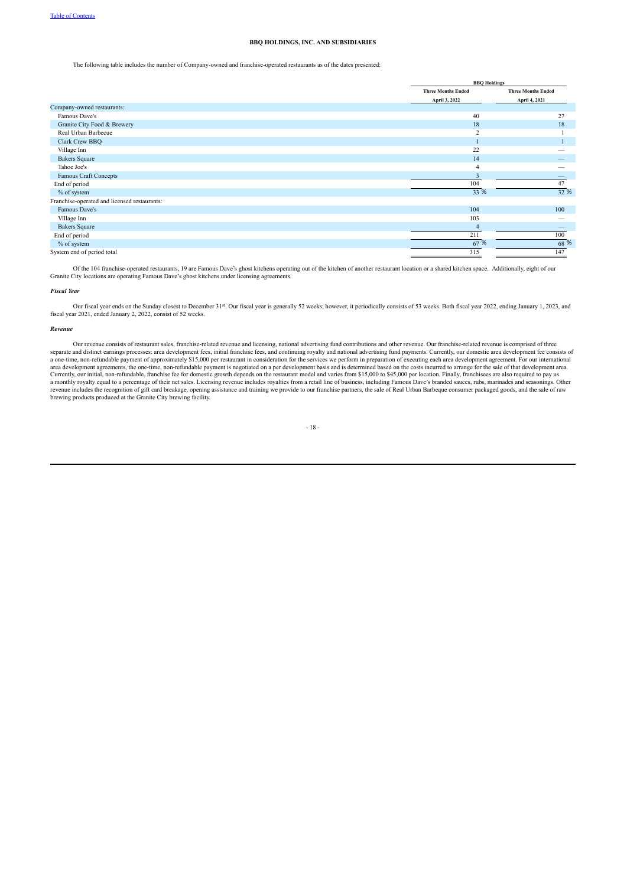**BBQ HOLDINGS, INC. AND SUBSIDIARIES**

The following table includes the number of Company-owned and franchise-operated restaurants as of the dates presented:

| | BBQ Holdings | |
|---|---|---|
| | Three Months Ended April 3, 2022 | Three Months Ended April 4, 2021 |
| Company-owned restaurants: | | |
| Famous Dave's | 40 | 27 |
| Granite City Food & Brewery | 18 | 18 |
| Real Urban Barbecue | 2 | 1 |
| Clark Crew BBQ | 1 | 1 |
| Village Inn | 22 | — |
| Bakers Square | 14 | — |
| Tahoe Joe's | 4 | — |
| Famous Craft Concepts | 3 | — |
| End of period | 104 | 47 |
| % of system | 33 % | 32 % |
| Franchise-operated and licensed restaurants: | | |
| Famous Dave's | 104 | 100 |
| Village Inn | 103 | — |
| Bakers Square | 4 | — |
| End of period | 211 | 100 |
| % of system | 67 % | 68 % |
| System end of period total | 315 | 147 |

Of the 104 franchise-operated restaurants, 19 are Famous Dave's ghost kitchens operating out of the kitchen of another restaurant location or a shared kitchen space. Additionally, eight of our Granite City locations are operating Famous Dave's ghost kitchens under licensing agreements.

***Fiscal Year***

Our fiscal year ends on the Sunday closest to December 31st. Our fiscal year is generally 52 weeks; however, it periodically consists of 53 weeks. Both fiscal year 2022, ending January 1, 2023, and fiscal year 2021, ended January 2, 2022, consist of 52 weeks.

***Revenue***

Our revenue consists of restaurant sales, franchise-related revenue and licensing, national advertising fund contributions and other revenue. Our franchise-related revenue is comprised of three separate and distinct earnings processes: area development fees, initial franchise fees, and continuing royalty and national advertising fund payments. Currently, our domestic area development fee consists of a one-time, non-refundable payment of approximately $15,000 per restaurant in consideration for the services we perform in preparation of executing each area development agreement. For our international area development agreements, the one-time, non-refundable payment is negotiated on a per development basis and is determined based on the costs incurred to arrange for the sale of that development area. Currently, our initial, non-refundable, franchise fee for domestic growth depends on the restaurant model and varies from $15,000 to $45,000 per location. Finally, franchisees are also required to pay us a monthly royalty equal to a percentage of their net sales. Licensing revenue includes royalties from a retail line of business, including Famous Dave's branded sauces, rubs, marinades and seasonings. Other revenue includes the recognition of gift card breakage, opening assistance and training we provide to our franchise partners, the sale of Real Urban Barbeque consumer packaged goods, and the sale of raw brewing products produced at the Granite City brewing facility.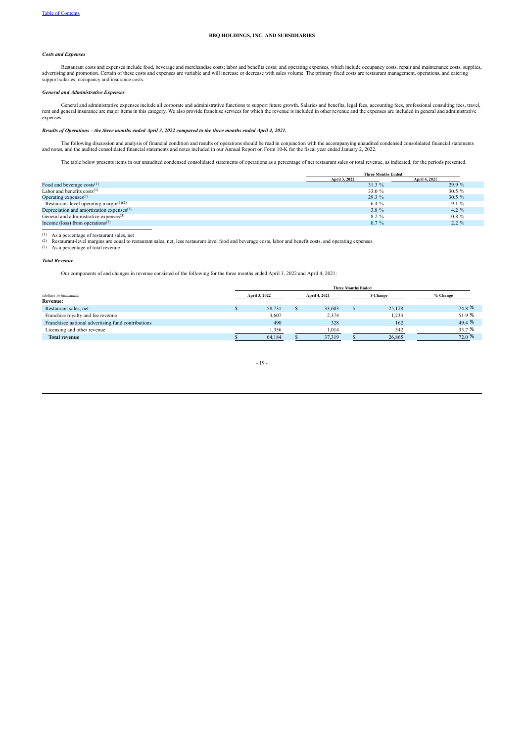BBQ HOLDINGS, INC. AND SUBSIDIARIES

***Costs and Expenses***

Restaurant costs and expenses include food, beverage and merchandise costs; labor and benefits costs; and operating expenses, which include occupancy costs, repair and maintenance costs, supplies, advertising and promotion. Certain of these costs and expenses are variable and will increase or decrease with sales volume. The primary fixed costs are restaurant management, operations, and catering support salaries, occupancy and insurance costs.

***General and Administrative Expenses***

General and administrative expenses include all corporate and administrative functions to support future growth. Salaries and benefits, legal fees, accounting fees, professional consulting fees, travel, rent and general insurance are major items in this category. We also provide franchise services for which the revenue is included in other revenue and the expenses are included in general and administrative expenses.

***Results of Operations – the three months ended April 3, 2022 compared to the three months ended April 4, 2021.***

The following discussion and analysis of financial condition and results of operations should be read in conjunction with the accompanying unaudited condensed consolidated financial statements and notes, and the audited consolidated financial statements and notes included in our Annual Report on Form 10-K for the fiscal year ended January 2, 2022.

The table below presents items in our unaudited condensed consolidated statements of operations as a percentage of net restaurant sales or total revenue, as indicated, for the periods presented.

| | Three Months Ended | |
|---|---|---|
| | April 3, 2022 | April 4, 2021 |
| Food and beverage costs[(1)] | 31.3 % | 29.9 % |
| Labor and benefits costs[(1)] | 33.0 % | 30.5 % |
| Operating expenses[(1)] | 29.3 % | 30.5 % |
| Restaurant-level operating margin[(1)(2)] | 6.4 % | 9.1 % |
| Depreciation and amortization expenses[(3)] | 3.8 % | 4.2 % |
| General and administrative expenses[(3)] | 8.2 % | 10.8 % |
| Income (loss) from operations[(3)] | 0.7 % | 2.2 % |

(1) As a percentage of restaurant sales, net

(2) Restaurant-level margins are equal to restaurant sales, net, less restaurant level food and beverage costs, labor and benefit costs, and operating expenses.

(3) As a percentage of total revenue

***Total Revenue***

Our components of and changes in revenue consisted of the following for the three months ended April 3, 2022 and April 4, 2021:

| | Three Months Ended | | | |
|---|---|---|---|---|
| *(dollars in thousands)* | April 3, 2022 | April 4, 2021 | $ Change | % Change |
| **Revenue:** | | | | |
| Restaurant sales, net | $ 58,731 | $ 33,603 | $ 25,128 | 74.8 % |
| Franchise royalty and fee revenue | 3,607 | 2,374 | 1,233 | 51.9 % |
| Franchisee national advertising fund contributions | 490 | 328 | 162 | 49.4 % |
| Licensing and other revenue | 1,356 | 1,014 | 342 | 33.7 % |
| **Total revenue** | $ 64,184 | $ 37,319 | $ 26,865 | 72.0 % |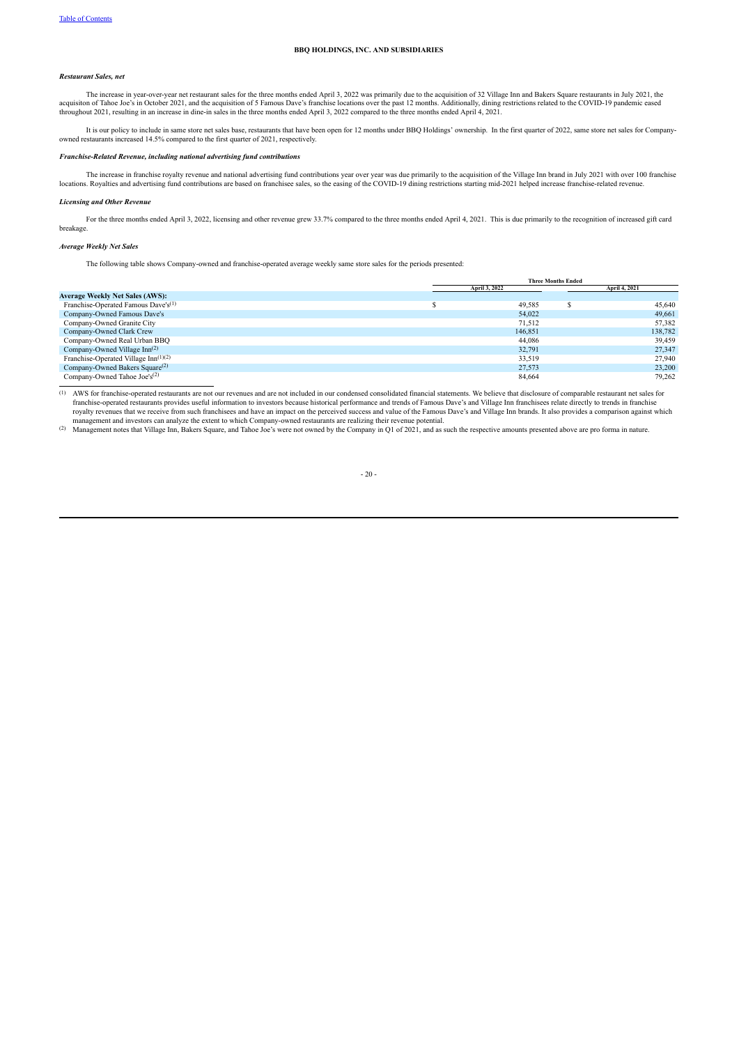**BBQ HOLDINGS, INC. AND SUBSIDIARIES**

***Restaurant Sales, net***

The increase in year-over-year net restaurant sales for the three months ended April 3, 2022 was primarily due to the acquisition of 32 Village Inn and Bakers Square restaurants in July 2021, the acquisiton of Tahoe Joe's in October 2021, and the acquisition of 5 Famous Dave's franchise locations over the past 12 months. Additionally, dining restrictions related to the COVID-19 pandemic eased throughout 2021, resulting in an increase in dine-in sales in the three months ended April 3, 2022 compared to the three months ended April 4, 2021.

It is our policy to include in same store net sales base, restaurants that have been open for 12 months under BBQ Holdings' ownership. In the first quarter of 2022, same store net sales for Company-owned restaurants increased 14.5% compared to the first quarter of 2021, respectively.

***Franchise-Related Revenue, including national advertising fund contributions***

The increase in franchise royalty revenue and national advertising fund contributions year over year was due primarily to the acquisition of the Village Inn brand in July 2021 with over 100 franchise locations. Royalties and advertising fund contributions are based on franchisee sales, so the easing of the COVID-19 dining restrictions starting mid-2021 helped increase franchise-related revenue.

***Licensing and Other Revenue***

For the three months ended April 3, 2022, licensing and other revenue grew 33.7% compared to the three months ended April 4, 2021. This is due primarily to the recognition of increased gift card breakage.

***Average Weekly Net Sales***

The following table shows Company-owned and franchise-operated average weekly same store sales for the periods presented:

| | Three Months Ended | |
|---|---|---|
| | April 3, 2022 | April 4, 2021 |
| **Average Weekly Net Sales (AWS):** | | |
| Franchise-Operated Famous Dave's[1] | $ 49,585 | $ 45,640 |
| Company-Owned Famous Dave's | 54,022 | 49,661 |
| Company-Owned Granite City | 71,512 | 57,382 |
| Company-Owned Clark Crew | 146,851 | 138,782 |
| Company-Owned Real Urban BBQ | 44,086 | 39,459 |
| Company-Owned Village Inn[2] | 32,791 | 27,347 |
| Franchise-Operated Village Inn[1][2] | 33,519 | 27,940 |
| Company-Owned Bakers Square[2] | 27,573 | 23,200 |
| Company-Owned Tahoe Joe's[2] | 84,664 | 79,262 |

(1) AWS for franchise-operated restaurants are not our revenues and are not included in our condensed consolidated financial statements. We believe that disclosure of comparable restaurant net sales for franchise-operated restaurants provides useful information to investors because historical performance and trends of Famous Dave's and Village Inn franchisees relate directly to trends in franchise royalty revenues that we receive from such franchisees and have an impact on the perceived success and value of the Famous Dave's and Village Inn brands. It also provides a comparison against which management and investors can analyze the extent to which Company-owned restaurants are realizing their revenue potential.

(2) Management notes that Village Inn, Bakers Square, and Tahoe Joe's were not owned by the Company in Q1 of 2021, and as such the respective amounts presented above are pro forma in nature.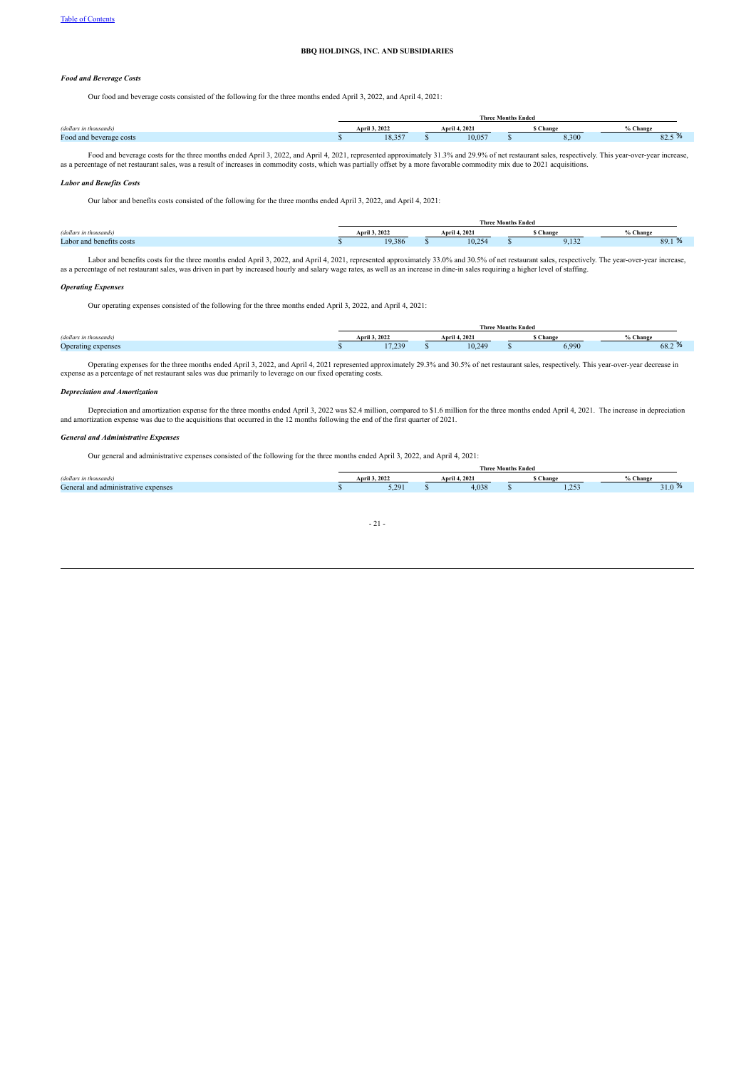**BBQ HOLDINGS, INC. AND SUBSIDIARIES**

### *Food and Beverage Costs*

Our food and beverage costs consisted of the following for the three months ended April 3, 2022, and April 4, 2021:

| | Three Months Ended | | | |
|---|---|---|---|---|
| *(dollars in thousands)* | April 3, 2022 | April 4, 2021 | $ Change | % Change |
| Food and beverage costs | $ 18,357 | $ 10,057 | $ 8,300 | 82.5 % |

Food and beverage costs for the three months ended April 3, 2022, and April 4, 2021, represented approximately 31.3% and 29.9% of net restaurant sales, respectively. This year-over-year increase, as a percentage of net restaurant sales, was a result of increases in commodity costs, which was partially offset by a more favorable commodity mix due to 2021 acquisitions.

### *Labor and Benefits Costs*

Our labor and benefits costs consisted of the following for the three months ended April 3, 2022, and April 4, 2021:

| | Three Months Ended | | | |
|---|---|---|---|---|
| *(dollars in thousands)* | April 3, 2022 | April 4, 2021 | $ Change | % Change |
| Labor and benefits costs | $ 19,386 | $ 10,254 | $ 9,132 | 89.1 % |

Labor and benefits costs for the three months ended April 3, 2022, and April 4, 2021, represented approximately 33.0% and 30.5% of net restaurant sales, respectively. The year-over-year increase, as a percentage of net restaurant sales, was driven in part by increased hourly and salary wage rates, as well as an increase in dine-in sales requiring a higher level of staffing.

### *Operating Expenses*

Our operating expenses consisted of the following for the three months ended April 3, 2022, and April 4, 2021:

| | Three Months Ended | | | |
|---|---|---|---|---|
| *(dollars in thousands)* | April 3, 2022 | April 4, 2021 | $ Change | % Change |
| Operating expenses | $ 17,239 | $ 10,249 | $ 6,990 | 68.2 % |

Operating expenses for the three months ended April 3, 2022, and April 4, 2021 represented approximately 29.3% and 30.5% of net restaurant sales, respectively. This year-over-year decrease in expense as a percentage of net restaurant sales was due primarily to leverage on our fixed operating costs.

### *Depreciation and Amortization*

Depreciation and amortization expense for the three months ended April 3, 2022 was $2.4 million, compared to $1.6 million for the three months ended April 4, 2021. The increase in depreciation and amortization expense was due to the acquisitions that occurred in the 12 months following the end of the first quarter of 2021.

### *General and Administrative Expenses*

Our general and administrative expenses consisted of the following for the three months ended April 3, 2022, and April 4, 2021:

| | Three Months Ended | | | |
|---|---|---|---|---|
| *(dollars in thousands)* | April 3, 2022 | April 4, 2021 | $ Change | % Change |
| General and administrative expenses | $ 5,291 | $ 4,038 | $ 1,253 | 31.0 % |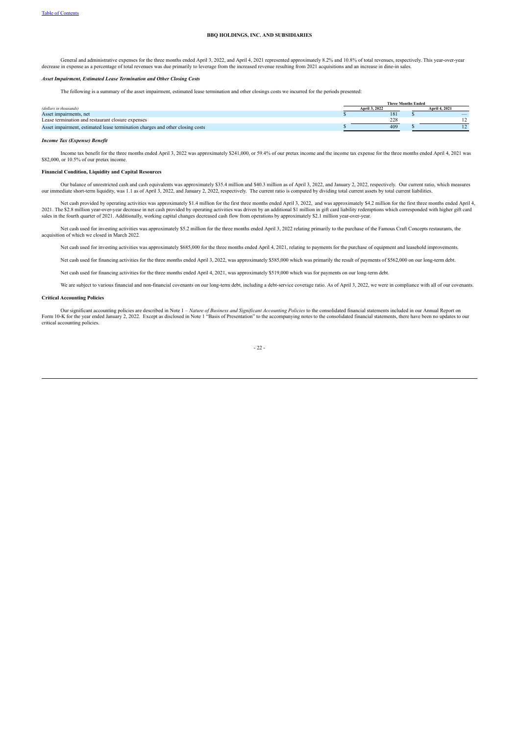General and administrative expenses for the three months ended April 3, 2022, and April 4, 2021 represented approximately 8.2% and 10.8% of total revenues, respectively. This year-over-year decrease in expense as a percentage of total revenues was due primarily to leverage from the increased revenue resulting from 2021 acquisitions and an increase in dine-in sales.

### *Asset Impairment, Estimated Lease Termination and Other Closing Costs*

The following is a summary of the asset impairment, estimated lease termination and other closings costs we incurred for the periods presented:

| | Three Months Ended | |
|---|---|---|
| *(dollars in thousands)* | April 3, 2022 | April 4, 2021 |
| Asset impairments, net | $ 181 | $ — |
| Lease termination and restaurant closure expenses | 228 | 12 |
| Asset impairment, estimated lease termination charges and other closing costs | $ 409 | $ 12 |

### *Income Tax (Expense) Benefit*

Income tax benefit for the three months ended April 3, 2022 was approximately $241,000, or 59.4% of our pretax income and the income tax expense for the three months ended April 4, 2021 was $82,000, or 10.5% of our pretax income.

### Financial Condition, Liquidity and Capital Resources

Our balance of unrestricted cash and cash equivalents was approximately $35.4 million and $40.3 million as of April 3, 2022, and January 2, 2022, respectively. Our current ratio, which measures our immediate short-term liquidity, was 1.1 as of April 3, 2022, and January 2, 2022, respectively. The current ratio is computed by dividing total current assets by total current liabilities.

Net cash provided by operating activities was approximately $1.4 million for the first three months ended April 3, 2022, and was approximately $4.2 million for the first three months ended April 4, 2021. The $2.8 million year-over-year decrease in net cash provided by operating activities was driven by an additional $1 million in gift card liability redemptions which corresponded with higher gift card sales in the fourth quarter of 2021. Additionally, working capital changes decreased cash flow from operations by approximately $2.1 million year-over-year.

Net cash used for investing activities was approximately $5.2 million for the three months ended April 3, 2022 relating primarily to the purchase of the Famous Craft Concepts restaurants, the acquisition of which we closed in March 2022.

Net cash used for investing activities was approximately $685,000 for the three months ended April 4, 2021, relating to payments for the purchase of equipment and leasehold improvements.

Net cash used for financing activities for the three months ended April 3, 2022, was approximately $585,000 which was primarily the result of payments of $562,000 on our long-term debt.

Net cash used for financing activities for the three months ended April 4, 2021, was approximately $519,000 which was for payments on our long-term debt.

We are subject to various financial and non-financial covenants on our long-term debt, including a debt-service coverage ratio. As of April 3, 2022, we were in compliance with all of our covenants.

### Critical Accounting Policies

Our significant accounting policies are described in Note 1 – *Nature of Business and Significant Accounting Policies* to the consolidated financial statements included in our Annual Report on Form 10-K for the year ended January 2, 2022. Except as disclosed in Note 1 "Basis of Presentation" to the accompanying notes to the consolidated financial statements, there have been no updates to our critical accounting policies.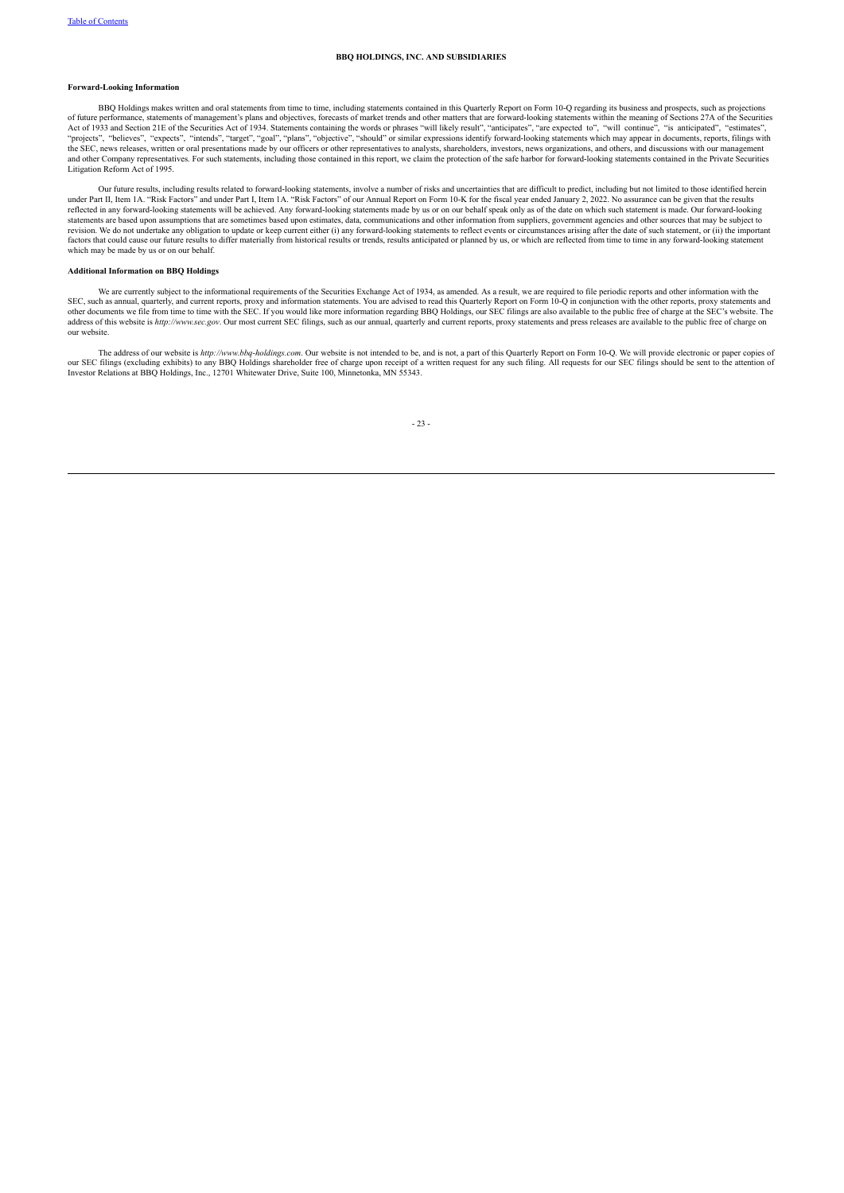**BBQ HOLDINGS, INC. AND SUBSIDIARIES**

**Forward-Looking Information**

BBQ Holdings makes written and oral statements from time to time, including statements contained in this Quarterly Report on Form 10-Q regarding its business and prospects, such as projections of future performance, statements of management's plans and objectives, forecasts of market trends and other matters that are forward-looking statements within the meaning of Sections 27A of the Securities Act of 1933 and Section 21E of the Securities Act of 1934. Statements containing the words or phrases "will likely result", "anticipates", "are expected to", "will continue", "is anticipated", "estimates", "projects", "believes", "expects", "intends", "target", "goal", "plans", "objective", "should" or similar expressions identify forward-looking statements which may appear in documents, reports, filings with the SEC, news releases, written or oral presentations made by our officers or other representatives to analysts, shareholders, investors, news organizations, and others, and discussions with our management and other Company representatives. For such statements, including those contained in this report, we claim the protection of the safe harbor for forward-looking statements contained in the Private Securities Litigation Reform Act of 1995.

Our future results, including results related to forward-looking statements, involve a number of risks and uncertainties that are difficult to predict, including but not limited to those identified herein under Part II, Item 1A. "Risk Factors" and under Part I, Item 1A. "Risk Factors" of our Annual Report on Form 10-K for the fiscal year ended January 2, 2022. No assurance can be given that the results reflected in any forward-looking statements will be achieved. Any forward-looking statements made by us or on our behalf speak only as of the date on which such statement is made. Our forward-looking statements are based upon assumptions that are sometimes based upon estimates, data, communications and other information from suppliers, government agencies and other sources that may be subject to revision. We do not undertake any obligation to update or keep current either (i) any forward-looking statements to reflect events or circumstances arising after the date of such statement, or (ii) the important factors that could cause our future results to differ materially from historical results or trends, results anticipated or planned by us, or which are reflected from time to time in any forward-looking statement which may be made by us or on our behalf.

**Additional Information on BBQ Holdings**

We are currently subject to the informational requirements of the Securities Exchange Act of 1934, as amended. As a result, we are required to file periodic reports and other information with the SEC, such as annual, quarterly, and current reports, proxy and information statements. You are advised to read this Quarterly Report on Form 10-Q in conjunction with the other reports, proxy statements and other documents we file from time to time with the SEC. If you would like more information regarding BBQ Holdings, our SEC filings are also available to the public free of charge at the SEC's website. The address of this website is *http://www.sec.gov*. Our most current SEC filings, such as our annual, quarterly and current reports, proxy statements and press releases are available to the public free of charge on our website.

The address of our website is *http://www.bbq-holdings.com*. Our website is not intended to be, and is not, a part of this Quarterly Report on Form 10-Q. We will provide electronic or paper copies of our SEC filings (excluding exhibits) to any BBQ Holdings shareholder free of charge upon receipt of a written request for any such filing. All requests for our SEC filings should be sent to the attention of Investor Relations at BBQ Holdings, Inc., 12701 Whitewater Drive, Suite 100, Minnetonka, MN 55343.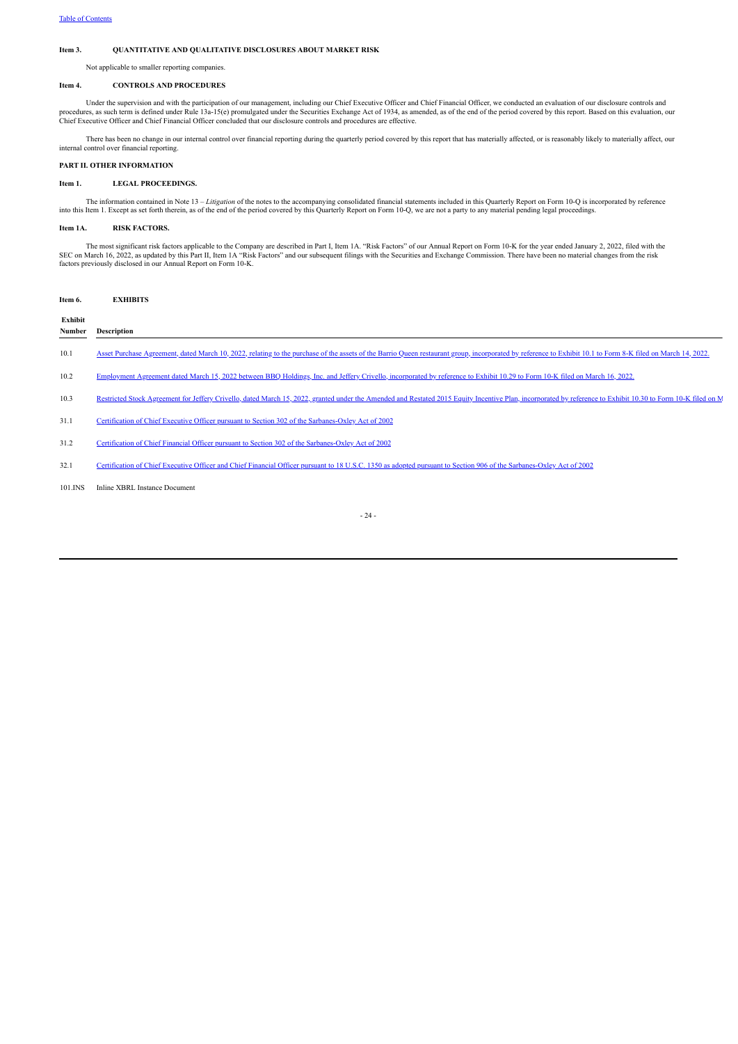### Item 3. QUANTITATIVE AND QUALITATIVE DISCLOSURES ABOUT MARKET RISK

Not applicable to smaller reporting companies.

### Item 4. CONTROLS AND PROCEDURES

Under the supervision and with the participation of our management, including our Chief Executive Officer and Chief Financial Officer, we conducted an evaluation of our disclosure controls and procedures, as such term is defined under Rule 13a-15(e) promulgated under the Securities Exchange Act of 1934, as amended, as of the end of the period covered by this report. Based on this evaluation, our Chief Executive Officer and Chief Financial Officer concluded that our disclosure controls and procedures are effective.

There has been no change in our internal control over financial reporting during the quarterly period covered by this report that has materially affected, or is reasonably likely to materially affect, our internal control over financial reporting.

## PART II. OTHER INFORMATION

### Item 1. LEGAL PROCEEDINGS.

The information contained in Note 13 – *Litigation* of the notes to the accompanying consolidated financial statements included in this Quarterly Report on Form 10-Q is incorporated by reference into this Item 1. Except as set forth therein, as of the end of the period covered by this Quarterly Report on Form 10-Q, we are not a party to any material pending legal proceedings.

### Item 1A. RISK FACTORS.

The most significant risk factors applicable to the Company are described in Part I, Item 1A. "Risk Factors" of our Annual Report on Form 10-K for the year ended January 2, 2022, filed with the SEC on March 16, 2022, as updated by this Part II, Item 1A "Risk Factors" and our subsequent filings with the Securities and Exchange Commission. There have been no material changes from the risk factors previously disclosed in our Annual Report on Form 10-K.

### Item 6. EXHIBITS

| Exhibit Number | Description |
|---|---|
| 10.1 | Asset Purchase Agreement, dated March 10, 2022, relating to the purchase of the assets of the Barrio Queen restaurant group, incorporated by reference to Exhibit 10.1 to Form 8-K filed on March 14, 2022. |
| 10.2 | Employment Agreement dated March 15, 2022 between BBQ Holdings, Inc. and Jeffery Crivello, incorporated by reference to Exhibit 10.29 to Form 10-K filed on March 16, 2022. |
| 10.3 | Restricted Stock Agreement for Jeffery Crivello, dated March 15, 2022, granted under the Amended and Restated 2015 Equity Incentive Plan, incorporated by reference to Exhibit 10.30 to Form 10-K filed on M |
| 31.1 | Certification of Chief Executive Officer pursuant to Section 302 of the Sarbanes-Oxley Act of 2002 |
| 31.2 | Certification of Chief Financial Officer pursuant to Section 302 of the Sarbanes-Oxley Act of 2002 |
| 32.1 | Certification of Chief Executive Officer and Chief Financial Officer pursuant to 18 U.S.C. 1350 as adopted pursuant to Section 906 of the Sarbanes-Oxley Act of 2002 |
| 101.INS | Inline XBRL Instance Document |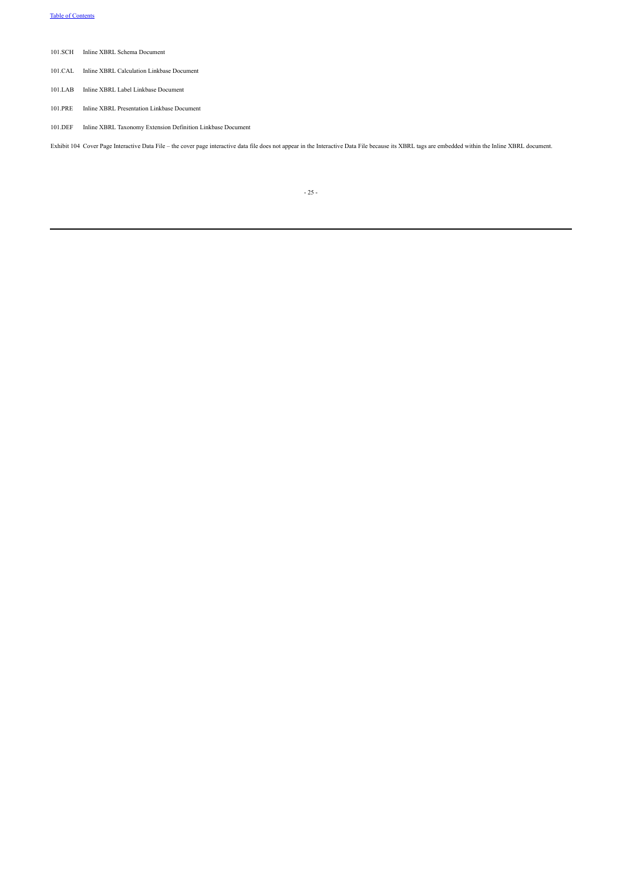101.SCH Inline XBRL Schema Document

101.CAL Inline XBRL Calculation Linkbase Document

101.LAB Inline XBRL Label Linkbase Document

101.PRE Inline XBRL Presentation Linkbase Document

101.DEF Inline XBRL Taxonomy Extension Definition Linkbase Document

Exhibit 104 Cover Page Interactive Data File – the cover page interactive data file does not appear in the Interactive Data File because its XBRL tags are embedded within the Inline XBRL document.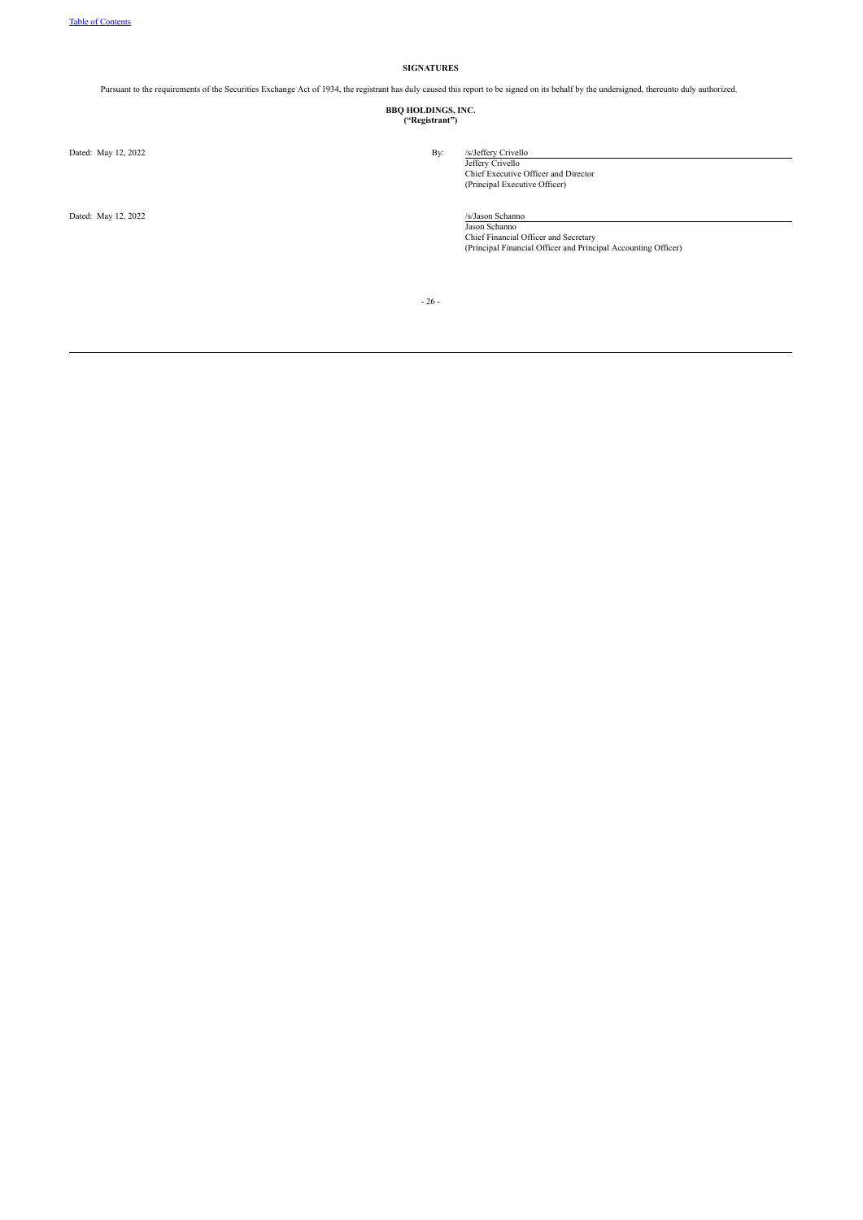## SIGNATURES

Pursuant to the requirements of the Securities Exchange Act of 1934, the registrant has duly caused this report to be signed on its behalf by the undersigned, thereunto duly authorized.

**BBQ HOLDINGS, INC.**
**("Registrant")**

Dated: May 12, 2022

By: /s/Jeffery Crivello
Jeffery Crivello
Chief Executive Officer and Director
(Principal Executive Officer)

Dated: May 12, 2022

/s/Jason Schanno
Jason Schanno
Chief Financial Officer and Secretary
(Principal Financial Officer and Principal Accounting Officer)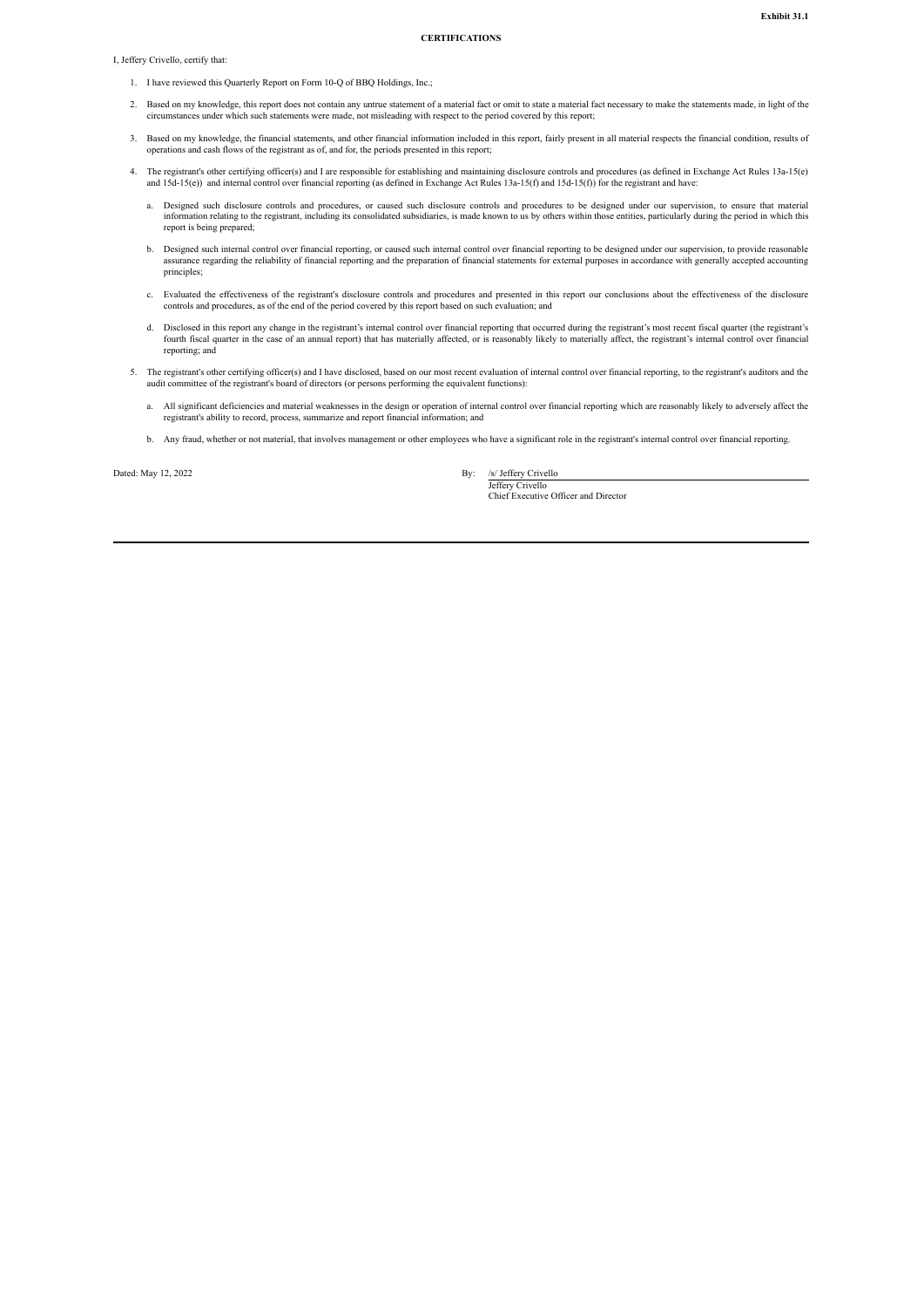**Exhibit 31.1**

**CERTIFICATIONS**

I, Jeffery Crivello, certify that:

1. I have reviewed this Quarterly Report on Form 10-Q of BBQ Holdings, Inc.;

2. Based on my knowledge, this report does not contain any untrue statement of a material fact or omit to state a material fact necessary to make the statements made, in light of the circumstances under which such statements were made, not misleading with respect to the period covered by this report;

3. Based on my knowledge, the financial statements, and other financial information included in this report, fairly present in all material respects the financial condition, results of operations and cash flows of the registrant as of, and for, the periods presented in this report;

4. The registrant's other certifying officer(s) and I are responsible for establishing and maintaining disclosure controls and procedures (as defined in Exchange Act Rules 13a-15(e) and 15d-15(e)) and internal control over financial reporting (as defined in Exchange Act Rules 13a-15(f) and 15d-15(f)) for the registrant and have:

   a. Designed such disclosure controls and procedures, or caused such disclosure controls and procedures to be designed under our supervision, to ensure that material information relating to the registrant, including its consolidated subsidiaries, is made known to us by others within those entities, particularly during the period in which this report is being prepared;

   b. Designed such internal control over financial reporting, or caused such internal control over financial reporting to be designed under our supervision, to provide reasonable assurance regarding the reliability of financial reporting and the preparation of financial statements for external purposes in accordance with generally accepted accounting principles;

   c. Evaluated the effectiveness of the registrant's disclosure controls and procedures and presented in this report our conclusions about the effectiveness of the disclosure controls and procedures, as of the end of the period covered by this report based on such evaluation; and

   d. Disclosed in this report any change in the registrant's internal control over financial reporting that occurred during the registrant's most recent fiscal quarter (the registrant's fourth fiscal quarter in the case of an annual report) that has materially affected, or is reasonably likely to materially affect, the registrant's internal control over financial reporting; and

5. The registrant's other certifying officer(s) and I have disclosed, based on our most recent evaluation of internal control over financial reporting, to the registrant's auditors and the audit committee of the registrant's board of directors (or persons performing the equivalent functions):

   a. All significant deficiencies and material weaknesses in the design or operation of internal control over financial reporting which are reasonably likely to adversely affect the registrant's ability to record, process, summarize and report financial information; and

   b. Any fraud, whether or not material, that involves management or other employees who have a significant role in the registrant's internal control over financial reporting.

Dated: May 12, 2022

By: /s/ Jeffery Crivello
Jeffery Crivello
Chief Executive Officer and Director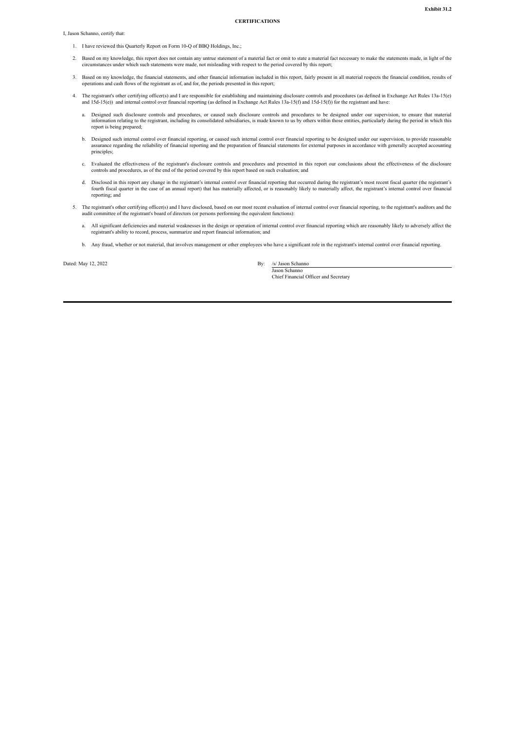**Exhibit 31.2**

**CERTIFICATIONS**

I, Jason Schanno, certify that:

1. I have reviewed this Quarterly Report on Form 10-Q of BBQ Holdings, Inc.;

2. Based on my knowledge, this report does not contain any untrue statement of a material fact or omit to state a material fact necessary to make the statements made, in light of the circumstances under which such statements were made, not misleading with respect to the period covered by this report;

3. Based on my knowledge, the financial statements, and other financial information included in this report, fairly present in all material respects the financial condition, results of operations and cash flows of the registrant as of, and for, the periods presented in this report;

4. The registrant's other certifying officer(s) and I are responsible for establishing and maintaining disclosure controls and procedures (as defined in Exchange Act Rules 13a-15(e) and 15d-15(e)) and internal control over financial reporting (as defined in Exchange Act Rules 13a-15(f) and 15d-15(f)) for the registrant and have:

   a. Designed such disclosure controls and procedures, or caused such disclosure controls and procedures to be designed under our supervision, to ensure that material information relating to the registrant, including its consolidated subsidiaries, is made known to us by others within those entities, particularly during the period in which this report is being prepared;

   b. Designed such internal control over financial reporting, or caused such internal control over financial reporting to be designed under our supervision, to provide reasonable assurance regarding the reliability of financial reporting and the preparation of financial statements for external purposes in accordance with generally accepted accounting principles;

   c. Evaluated the effectiveness of the registrant's disclosure controls and procedures and presented in this report our conclusions about the effectiveness of the disclosure controls and procedures, as of the end of the period covered by this report based on such evaluation; and

   d. Disclosed in this report any change in the registrant's internal control over financial reporting that occurred during the registrant's most recent fiscal quarter (the registrant's fourth fiscal quarter in the case of an annual report) that has materially affected, or is reasonably likely to materially affect, the registrant's internal control over financial reporting; and

5. The registrant's other certifying officer(s) and I have disclosed, based on our most recent evaluation of internal control over financial reporting, to the registrant's auditors and the audit committee of the registrant's board of directors (or persons performing the equivalent functions):

   a. All significant deficiencies and material weaknesses in the design or operation of internal control over financial reporting which are reasonably likely to adversely affect the registrant's ability to record, process, summarize and report financial information; and

   b. Any fraud, whether or not material, that involves management or other employees who have a significant role in the registrant's internal control over financial reporting.

Dated: May 12, 2022

By: /s/ Jason Schanno
Jason Schanno
Chief Financial Officer and Secretary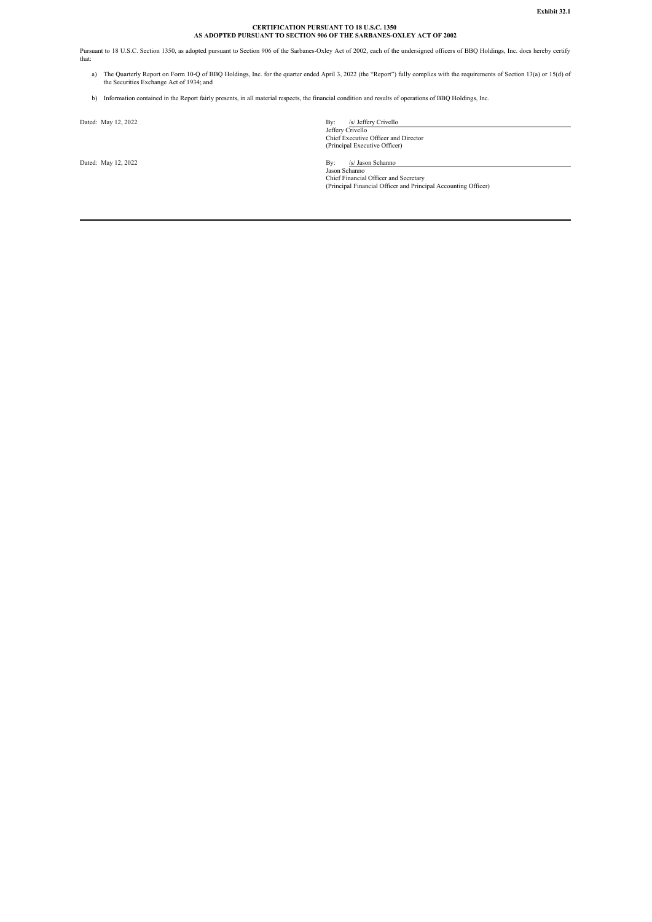**Exhibit 32.1**

**CERTIFICATION PURSUANT TO 18 U.S.C. 1350**
**AS ADOPTED PURSUANT TO SECTION 906 OF THE SARBANES-OXLEY ACT OF 2002**

Pursuant to 18 U.S.C. Section 1350, as adopted pursuant to Section 906 of the Sarbanes-Oxley Act of 2002, each of the undersigned officers of BBQ Holdings, Inc. does hereby certify that:

a) The Quarterly Report on Form 10-Q of BBQ Holdings, Inc. for the quarter ended April 3, 2022 (the "Report") fully complies with the requirements of Section 13(a) or 15(d) of the Securities Exchange Act of 1934; and

b) Information contained in the Report fairly presents, in all material respects, the financial condition and results of operations of BBQ Holdings, Inc.

Dated: May 12, 2022

By: /s/ Jeffery Crivello
Jeffery Crivello
Chief Executive Officer and Director
(Principal Executive Officer)

Dated: May 12, 2022

By: /s/ Jason Schanno
Jason Schanno
Chief Financial Officer and Secretary
(Principal Financial Officer and Principal Accounting Officer)